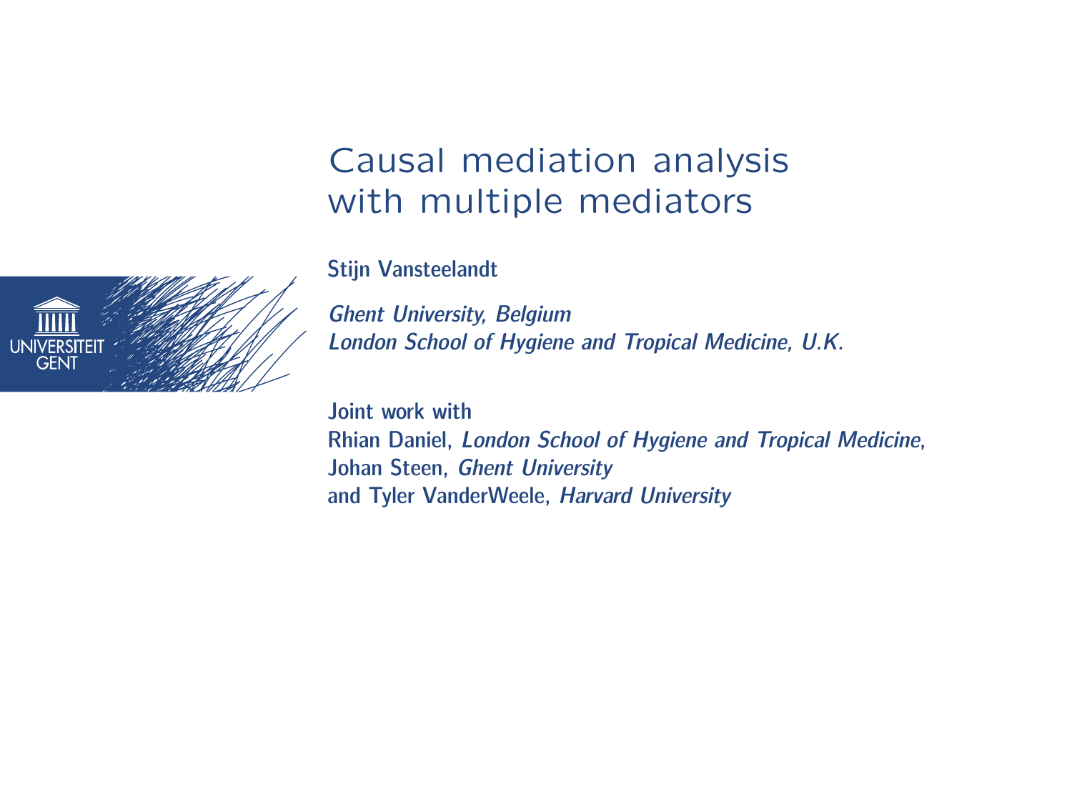# Causal mediation analysis with multiple mediators

**Stijn Vansteelandt**

***Ghent University, Belgium***
***London School of Hygiene and Tropical Medicine, U.K.***

**Joint work with**
**Rhian Daniel, *London School of Hygiene and Tropical Medicine*,**
**Johan Steen, *Ghent University***
**and Tyler VanderWeele, *Harvard University***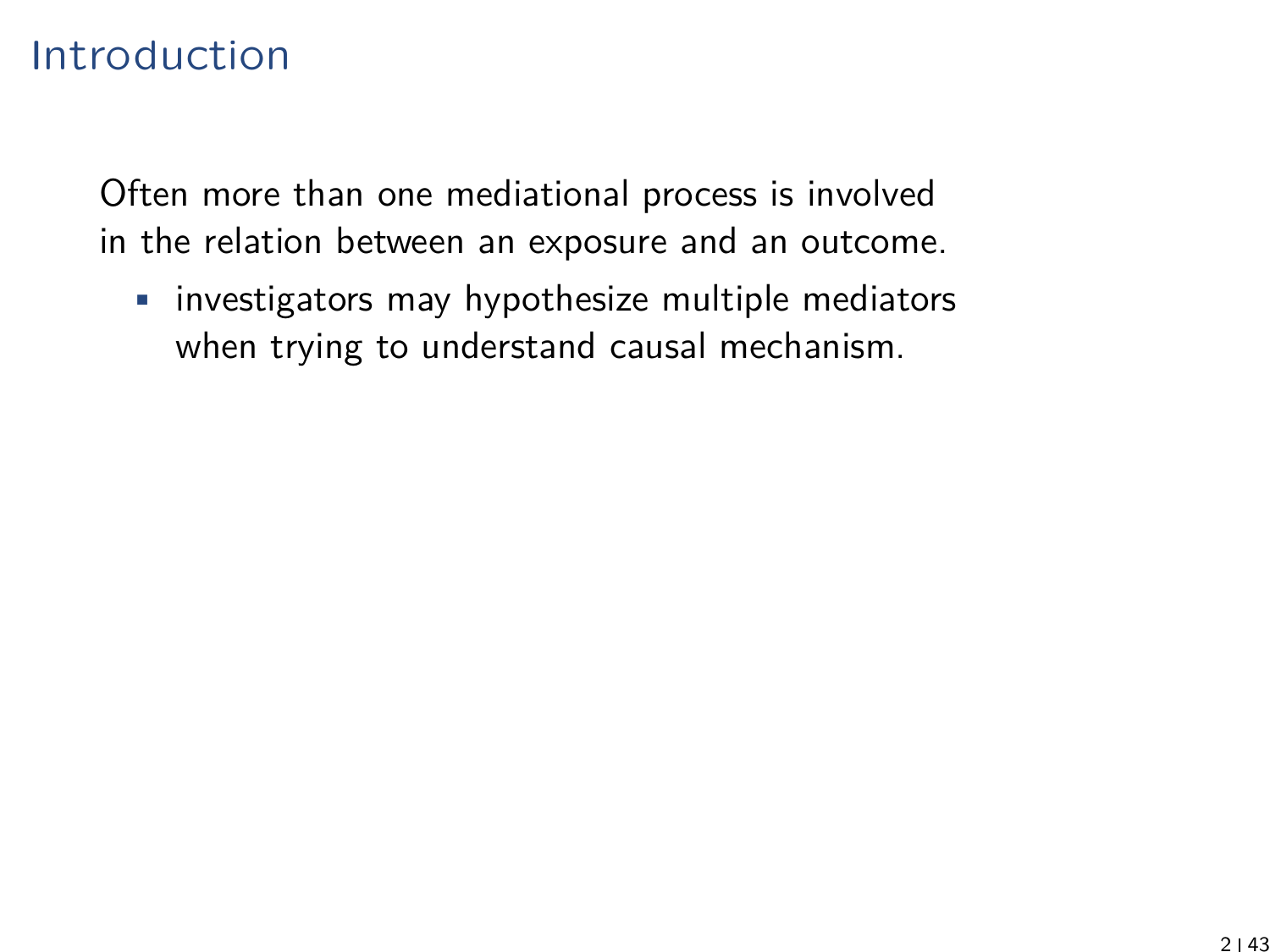# Introduction

Often more than one mediational process is involved in the relation between an exposure and an outcome.

- investigators may hypothesize multiple mediators when trying to understand causal mechanism.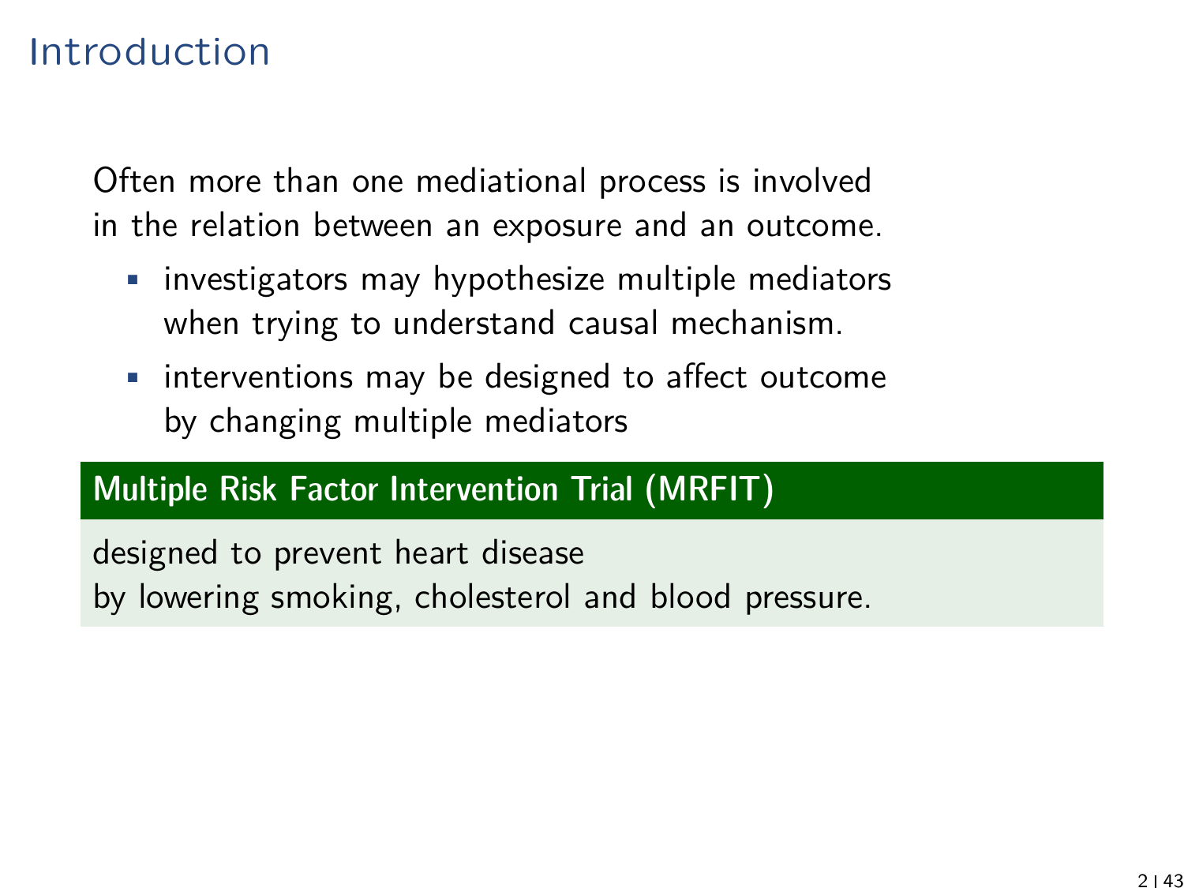# Introduction

Often more than one mediational process is involved in the relation between an exposure and an outcome.

- investigators may hypothesize multiple mediators when trying to understand causal mechanism.
- interventions may be designed to affect outcome by changing multiple mediators

**Multiple Risk Factor Intervention Trial (MRFIT)**

designed to prevent heart disease by lowering smoking, cholesterol and blood pressure.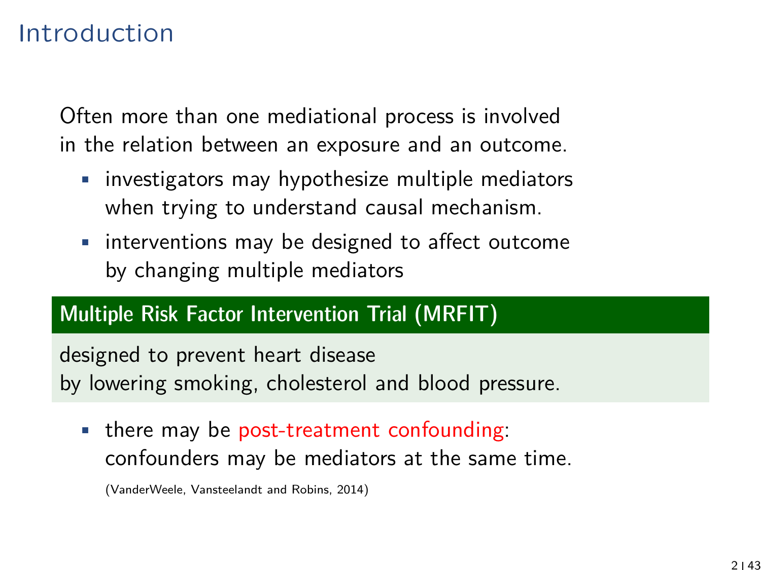# Introduction

Often more than one mediational process is involved in the relation between an exposure and an outcome.

- investigators may hypothesize multiple mediators when trying to understand causal mechanism.
- interventions may be designed to affect outcome by changing multiple mediators

**Multiple Risk Factor Intervention Trial (MRFIT)**

designed to prevent heart disease by lowering smoking, cholesterol and blood pressure.

- there may be post-treatment confounding: confounders may be mediators at the same time.

  (VanderWeele, Vansteelandt and Robins, 2014)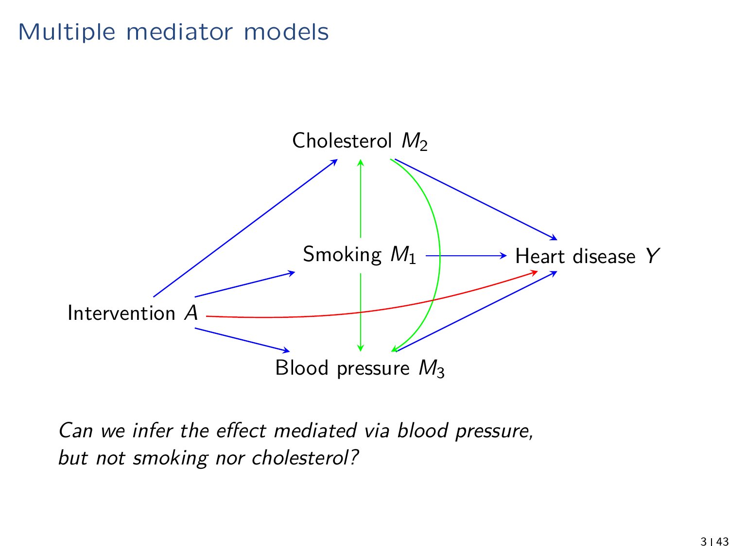# Multiple mediator models

Cholesterol $M_2$

Smoking $M_1$

Heart disease $Y$

Intervention $A$

Blood pressure $M_3$

*Can we infer the effect mediated via blood pressure, but not smoking nor cholesterol?*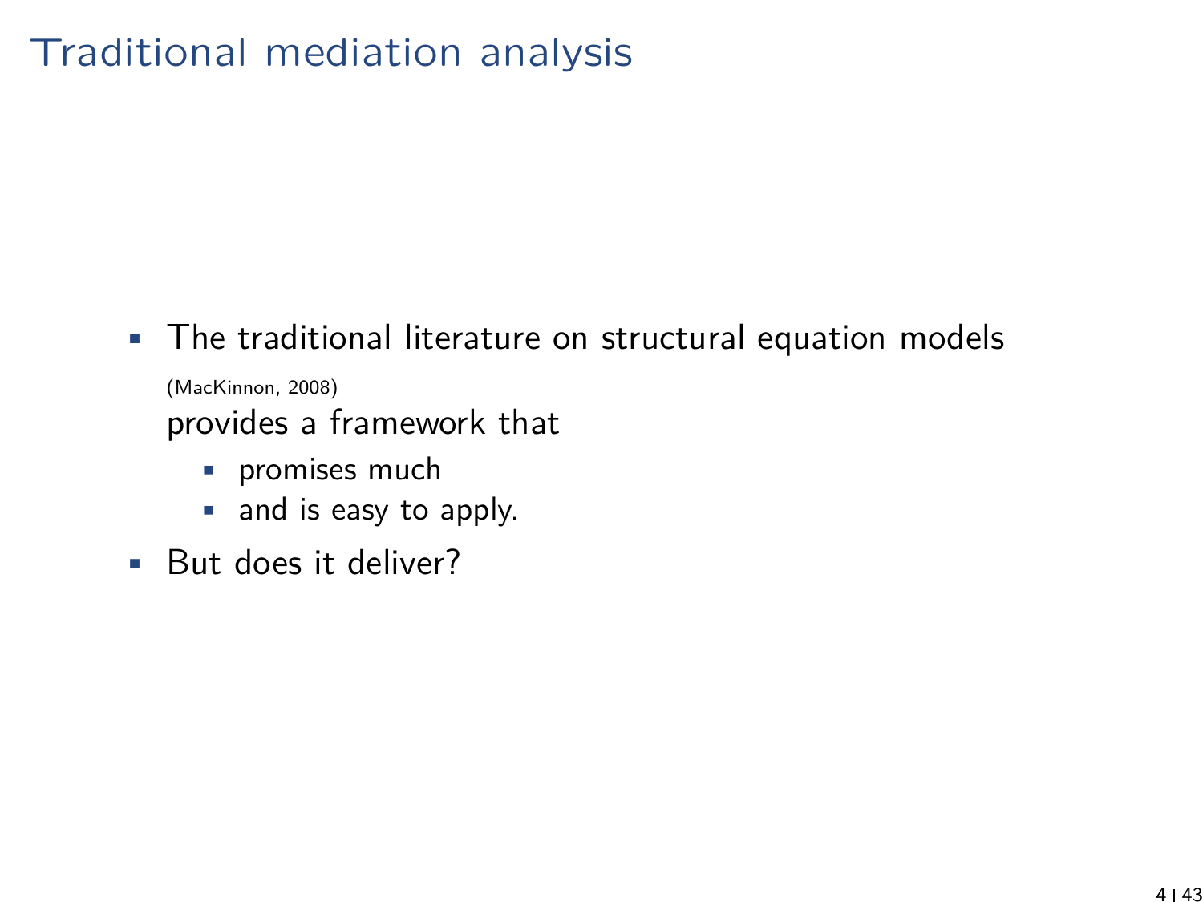# Traditional mediation analysis

- The traditional literature on structural equation models (MacKinnon, 2008) provides a framework that
  - promises much
  - and is easy to apply.
- But does it deliver?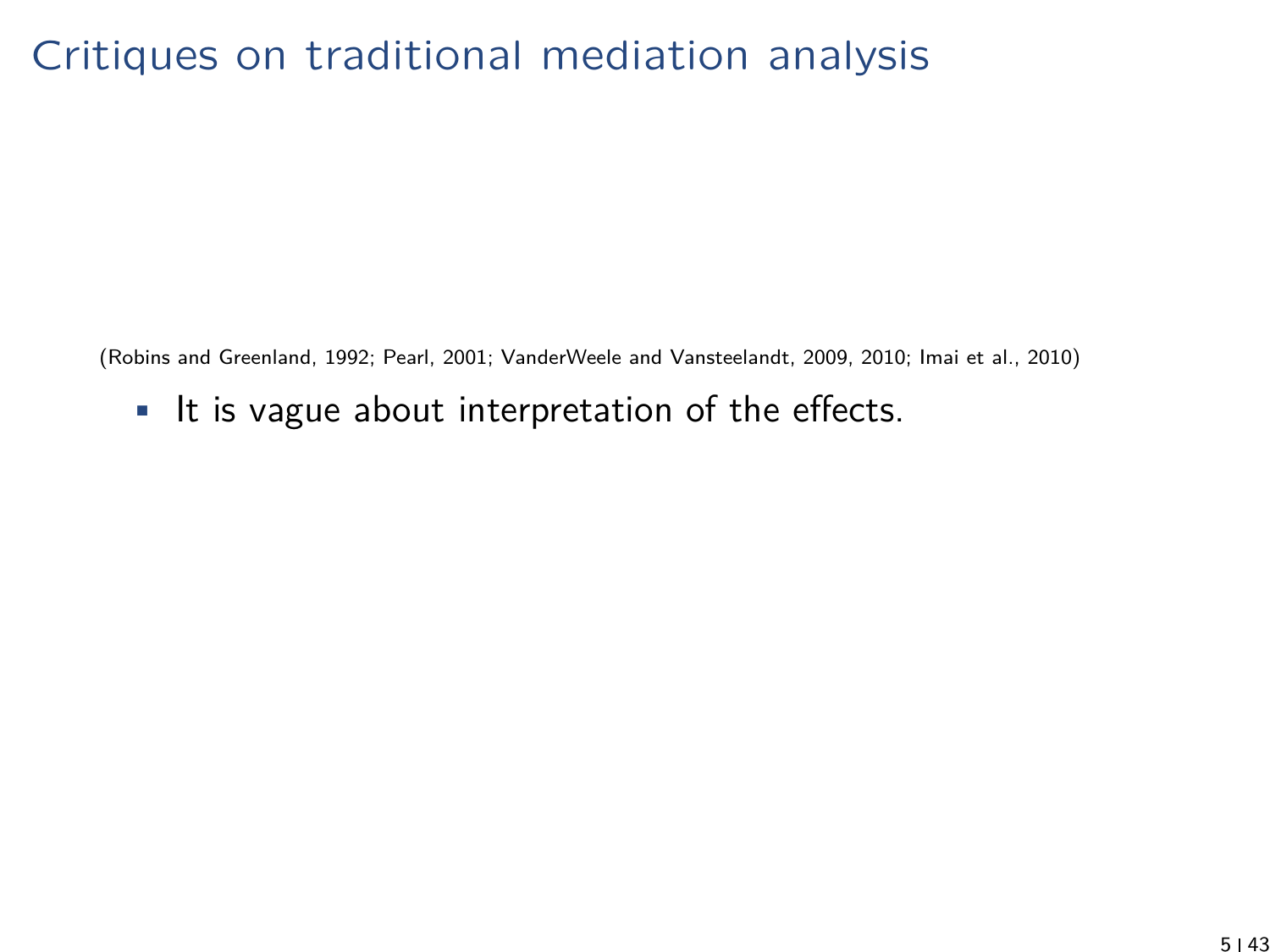# Critiques on traditional mediation analysis

(Robins and Greenland, 1992; Pearl, 2001; VanderWeele and Vansteelandt, 2009, 2010; Imai et al., 2010)

- It is vague about interpretation of the effects.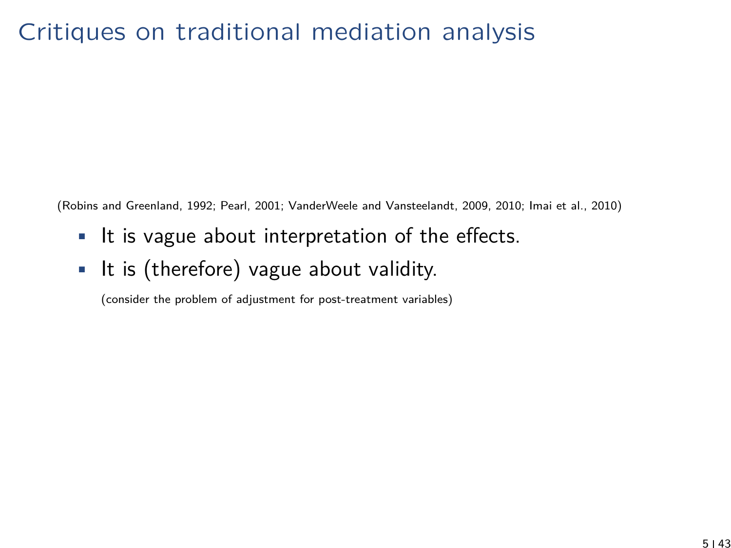# Critiques on traditional mediation analysis

(Robins and Greenland, 1992; Pearl, 2001; VanderWeele and Vansteelandt, 2009, 2010; Imai et al., 2010)

- It is vague about interpretation of the effects.
- It is (therefore) vague about validity.

  (consider the problem of adjustment for post-treatment variables)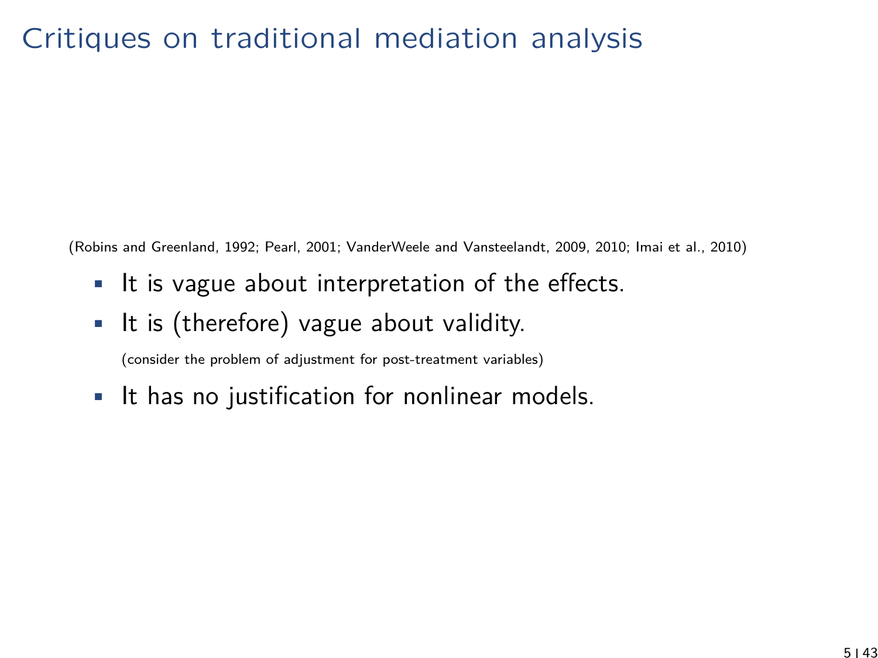# Critiques on traditional mediation analysis

(Robins and Greenland, 1992; Pearl, 2001; VanderWeele and Vansteelandt, 2009, 2010; Imai et al., 2010)

- It is vague about interpretation of the effects.
- It is (therefore) vague about validity.

  (consider the problem of adjustment for post-treatment variables)

- It has no justification for nonlinear models.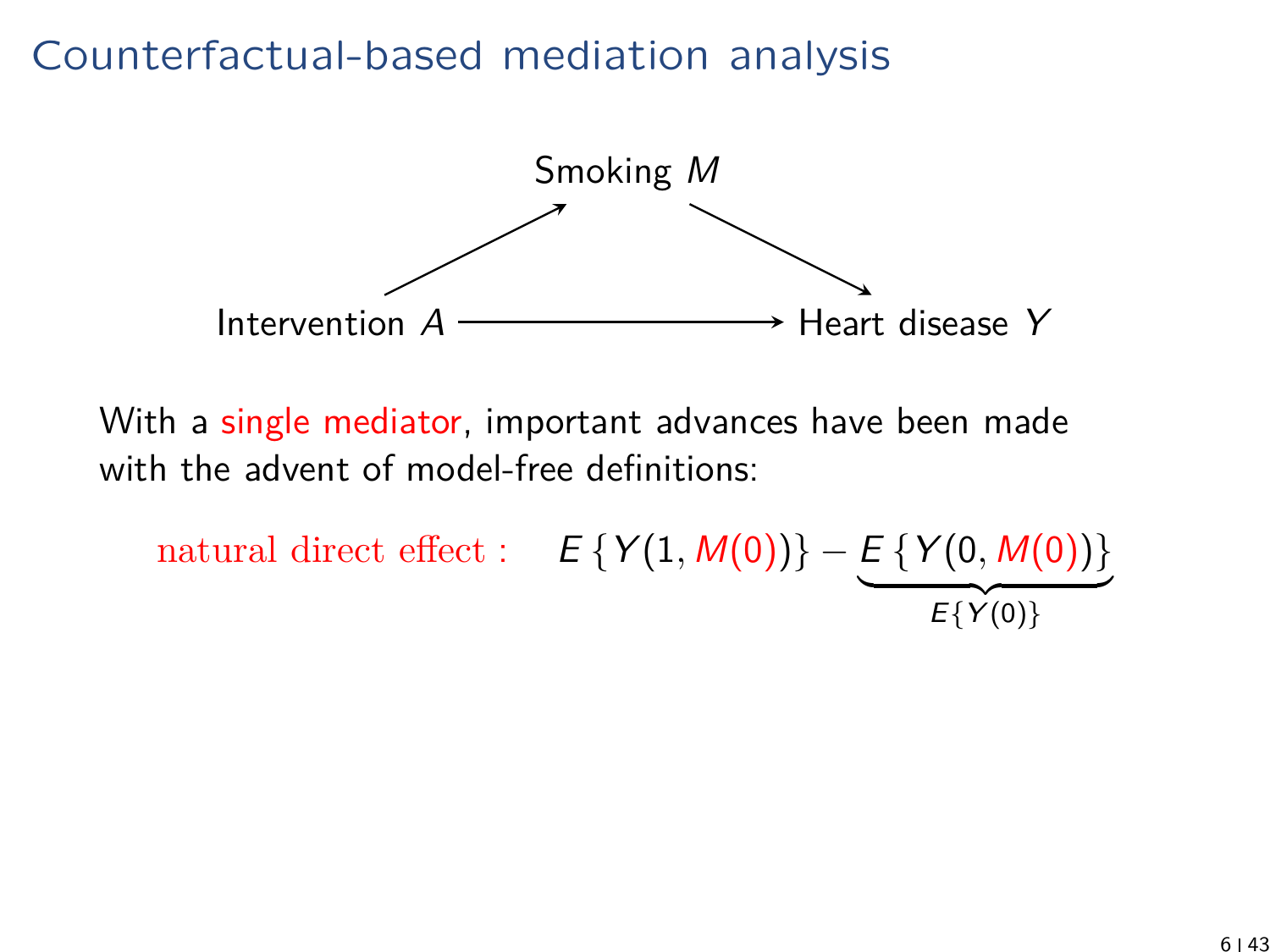# Counterfactual-based mediation analysis

Smoking $M$

Intervention $A$ → Heart disease $Y$

With a single mediator, important advances have been made with the advent of model-free definitions:

$$\text{natural direct effect :} \quad E\left\{Y(1, M(0))\right\} - \underbrace{E\left\{Y(0, M(0))\right\}}_{E\{Y(0)\}}$$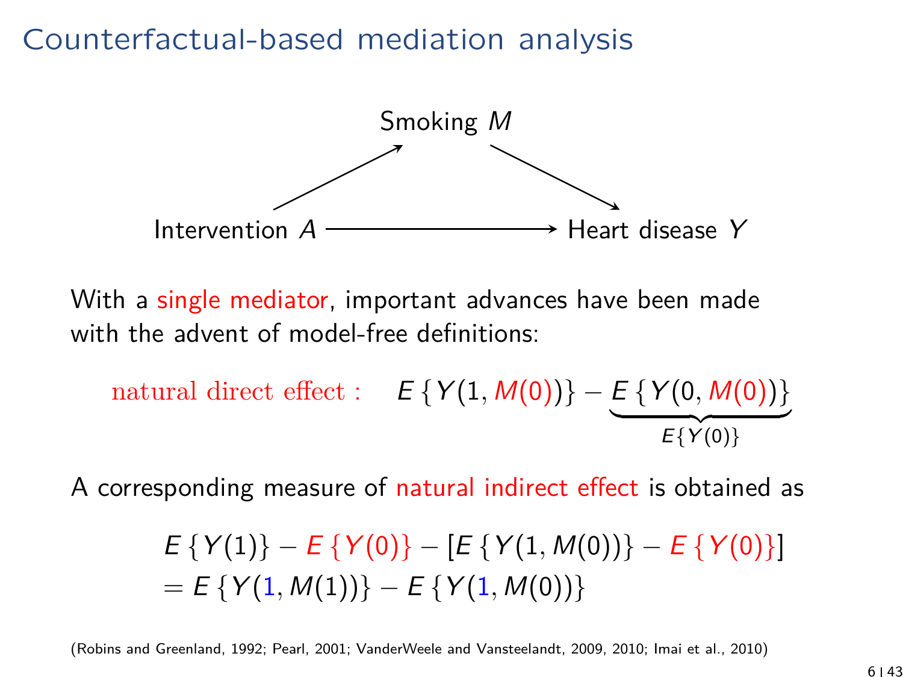# Counterfactual-based mediation analysis

Smoking $M$

Intervention $A$ → Heart disease $Y$

With a single mediator, important advances have been made with the advent of model-free definitions:

$$\text{natural direct effect :} \quad E\{Y(1, M(0))\} - \underbrace{E\{Y(0, M(0))\}}_{E\{Y(0)\}}$$

A corresponding measure of natural indirect effect is obtained as

$$E\{Y(1)\} - E\{Y(0)\} - [E\{Y(1, M(0))\} - E\{Y(0)\}]$$
$$= E\{Y(1, M(1))\} - E\{Y(1, M(0))\}$$

(Robins and Greenland, 1992; Pearl, 2001; VanderWeele and Vansteelandt, 2009, 2010; Imai et al., 2010)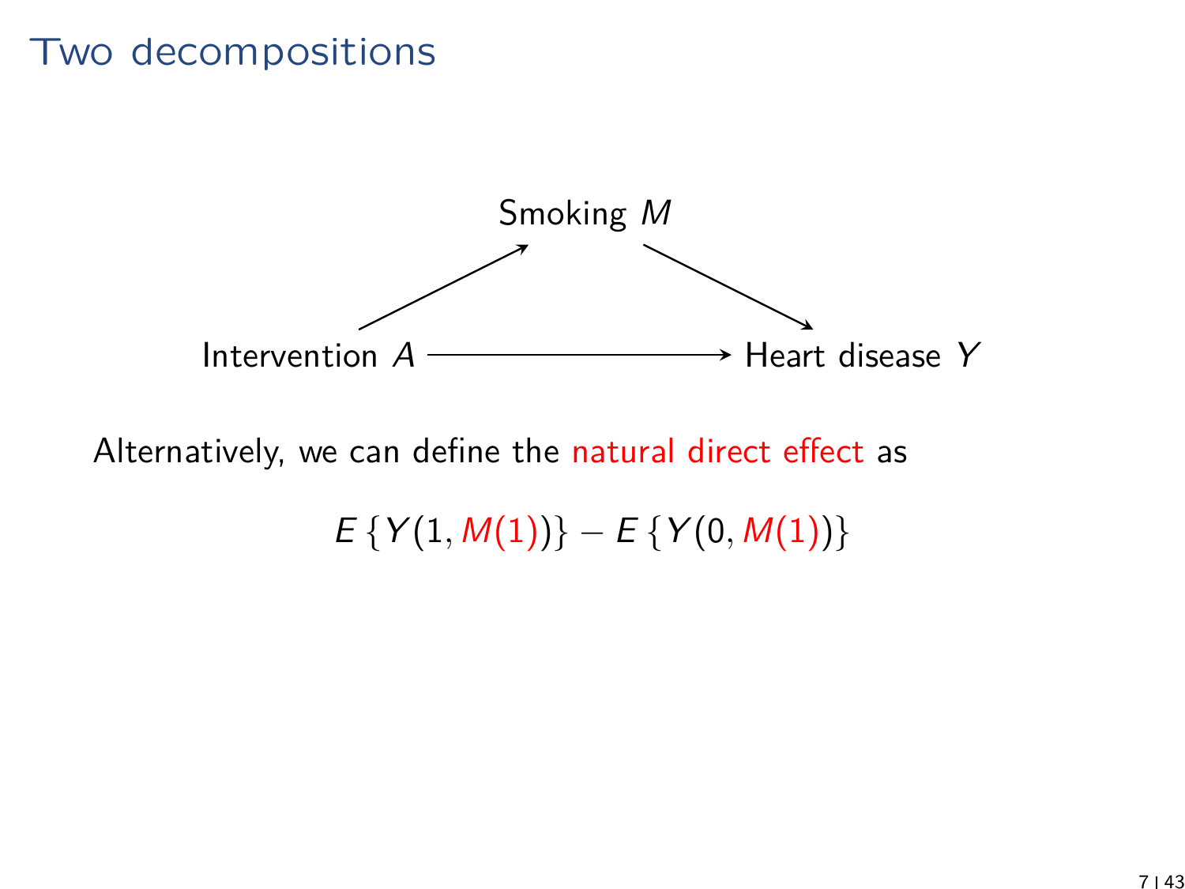# Two decompositions

Smoking $M$

Intervention $A$ → Heart disease $Y$

Alternatively, we can define the natural direct effect as

$$E\{Y(1, M(1))\} - E\{Y(0, M(1))\}$$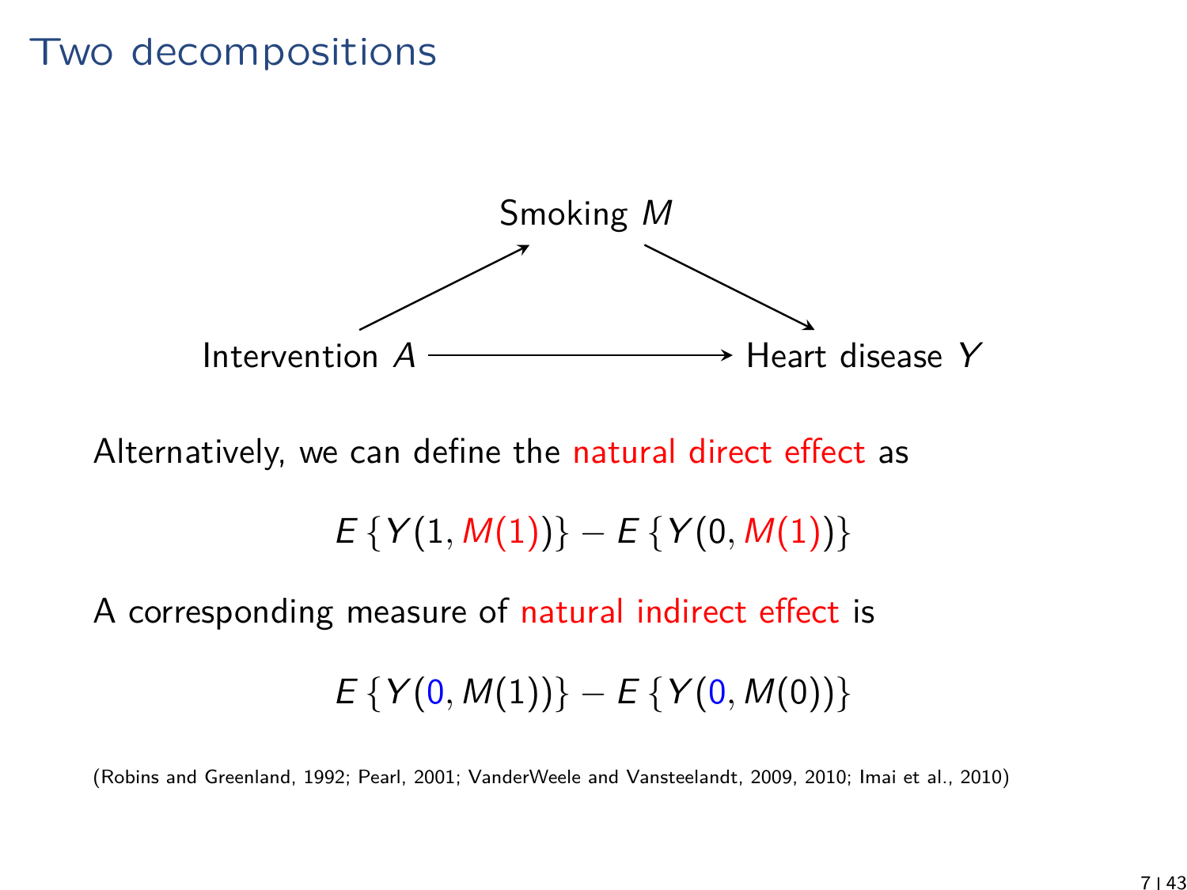# Two decompositions

Smoking $M$

Intervention $A$ ⟶ Heart disease $Y$

Alternatively, we can define the natural direct effect as

$$E\{Y(1, M(1))\} - E\{Y(0, M(1))\}$$

A corresponding measure of natural indirect effect is

$$E\{Y(0, M(1))\} - E\{Y(0, M(0))\}$$

(Robins and Greenland, 1992; Pearl, 2001; VanderWeele and Vansteelandt, 2009, 2010; Imai et al., 2010)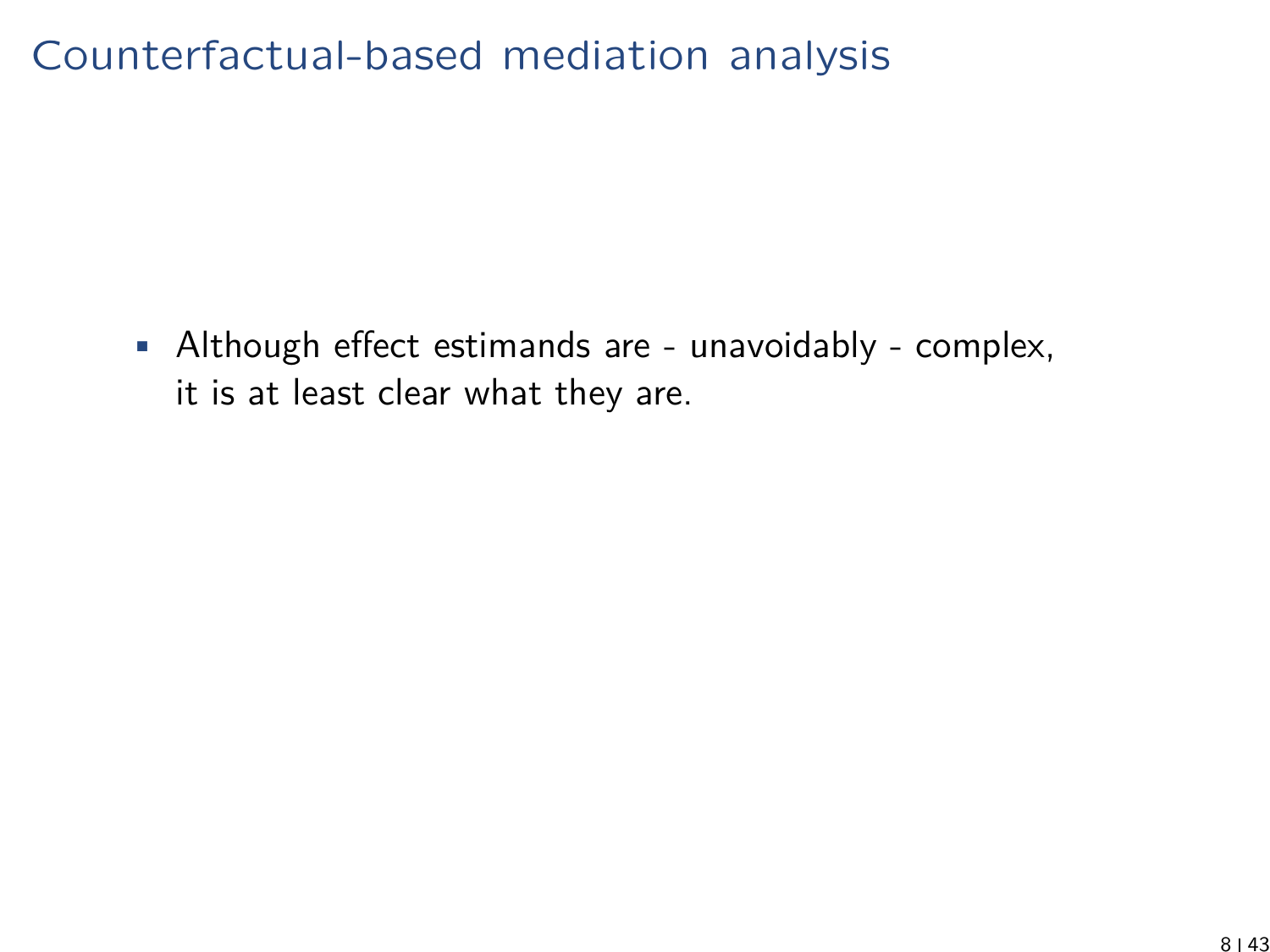# Counterfactual-based mediation analysis

- Although effect estimands are - unavoidably - complex, it is at least clear what they are.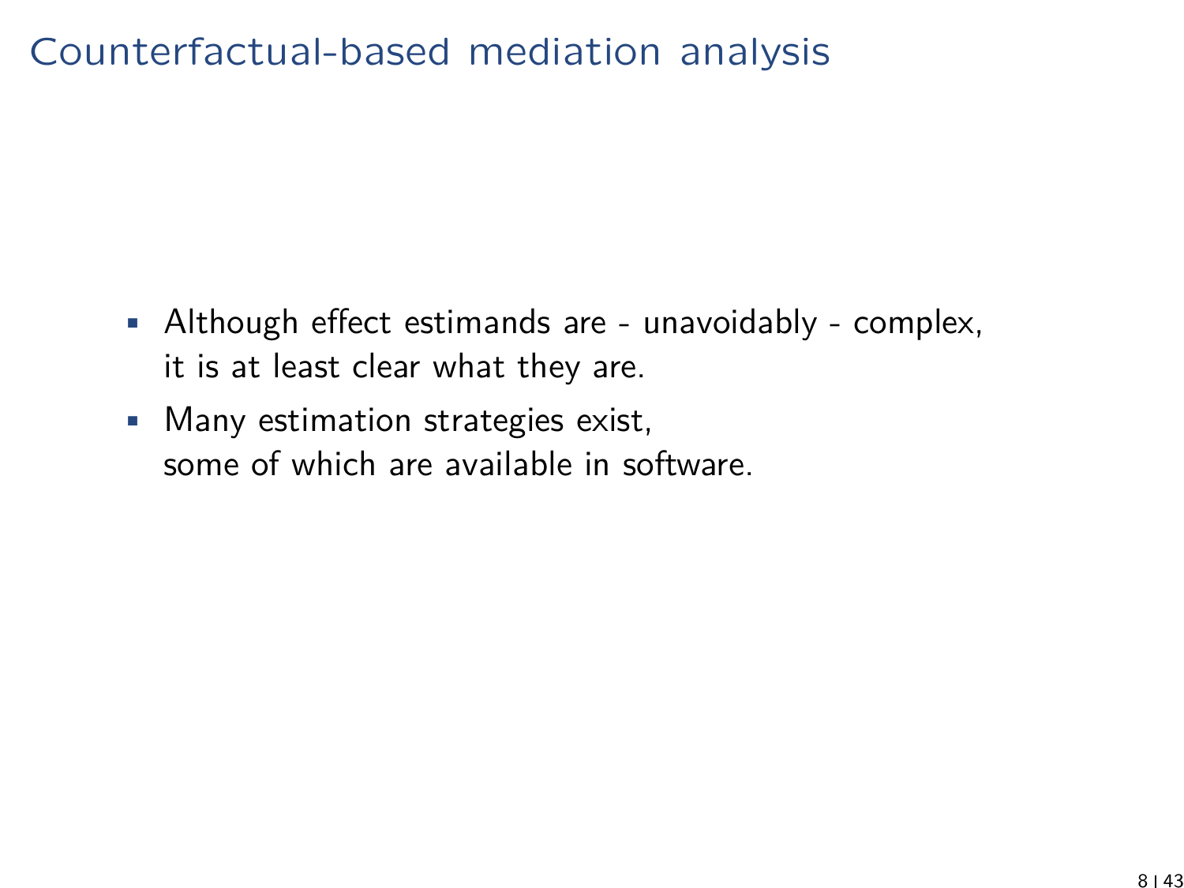# Counterfactual-based mediation analysis

- Although effect estimands are - unavoidably - complex, it is at least clear what they are.
- Many estimation strategies exist, some of which are available in software.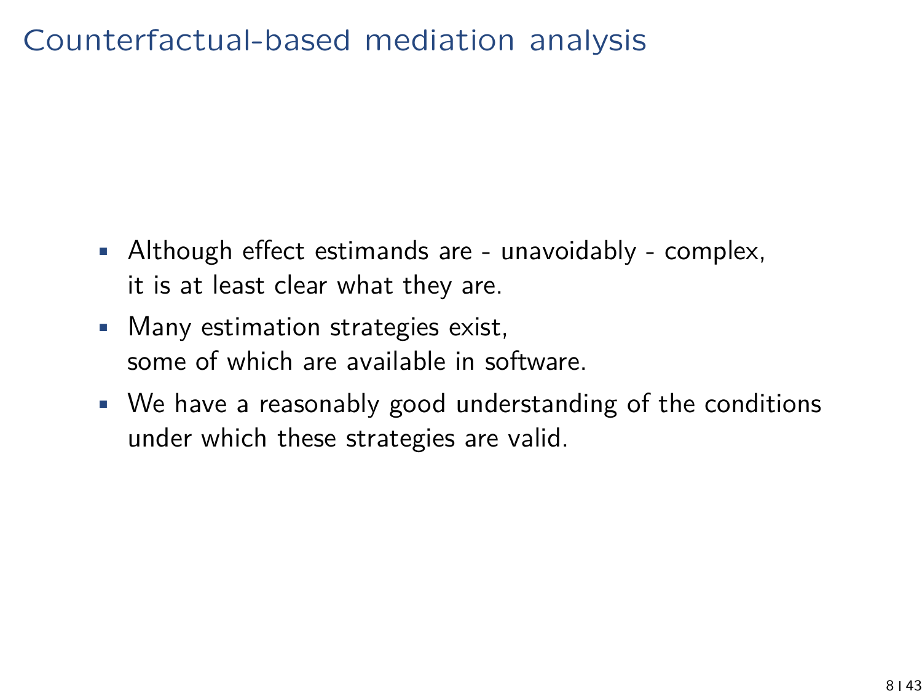# Counterfactual-based mediation analysis

- Although effect estimands are - unavoidably - complex, it is at least clear what they are.
- Many estimation strategies exist, some of which are available in software.
- We have a reasonably good understanding of the conditions under which these strategies are valid.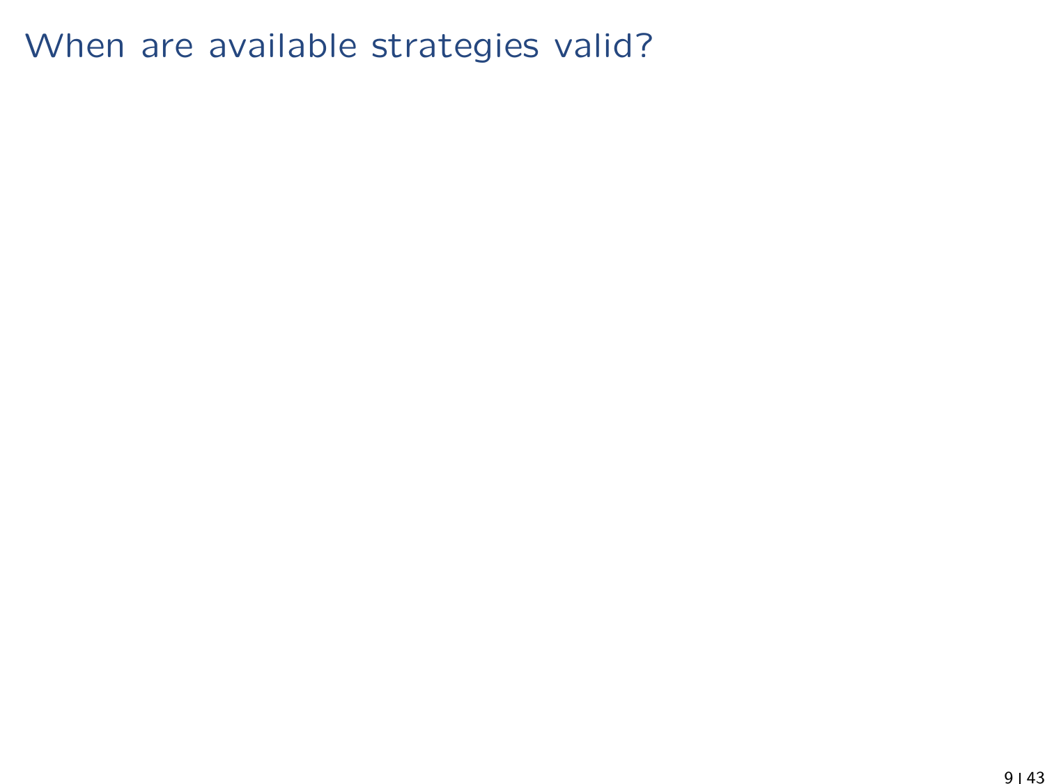# When are available strategies valid?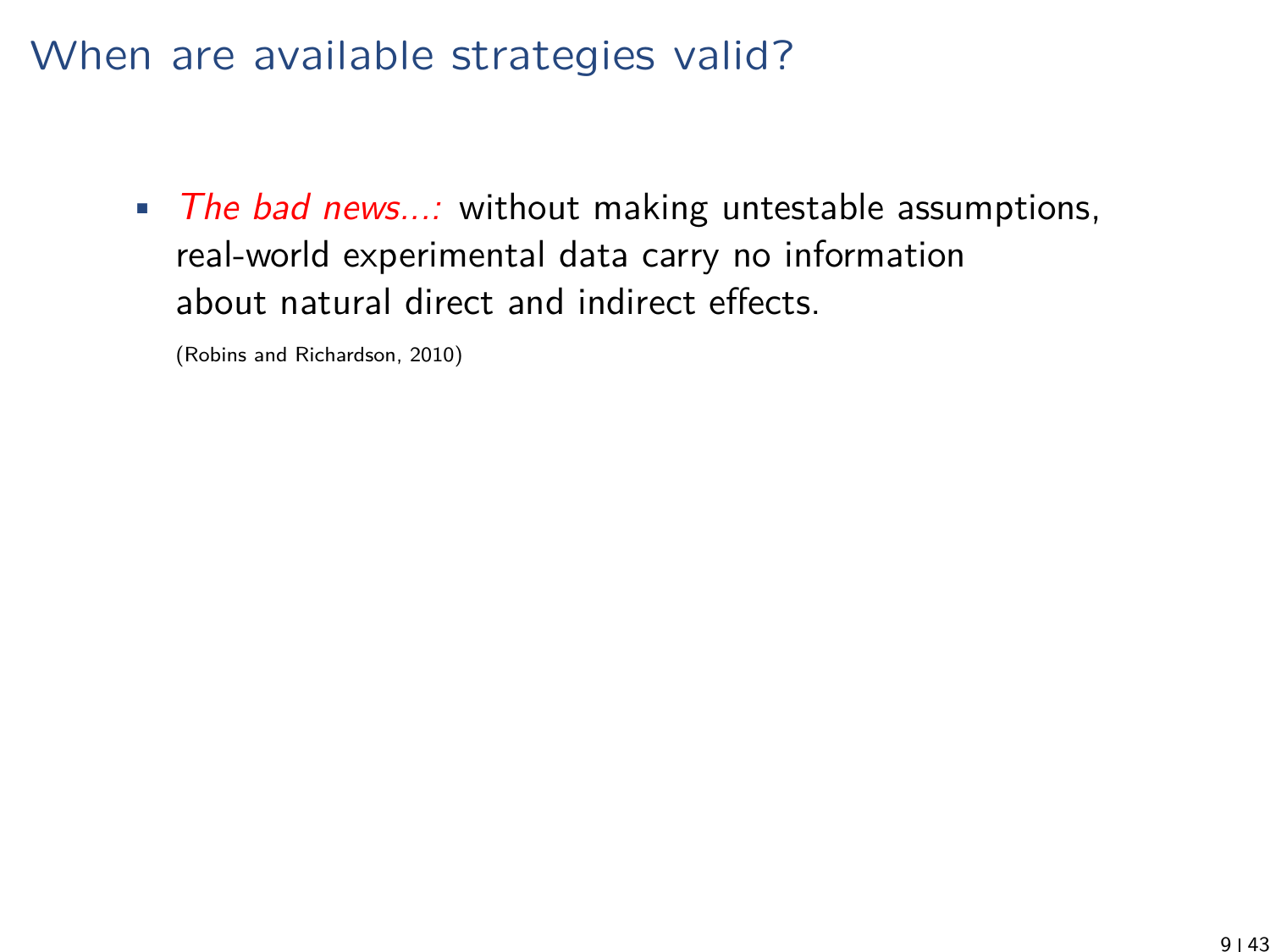# When are available strategies valid?

- *The bad news...:* without making untestable assumptions, real-world experimental data carry no information about natural direct and indirect effects.

  (Robins and Richardson, 2010)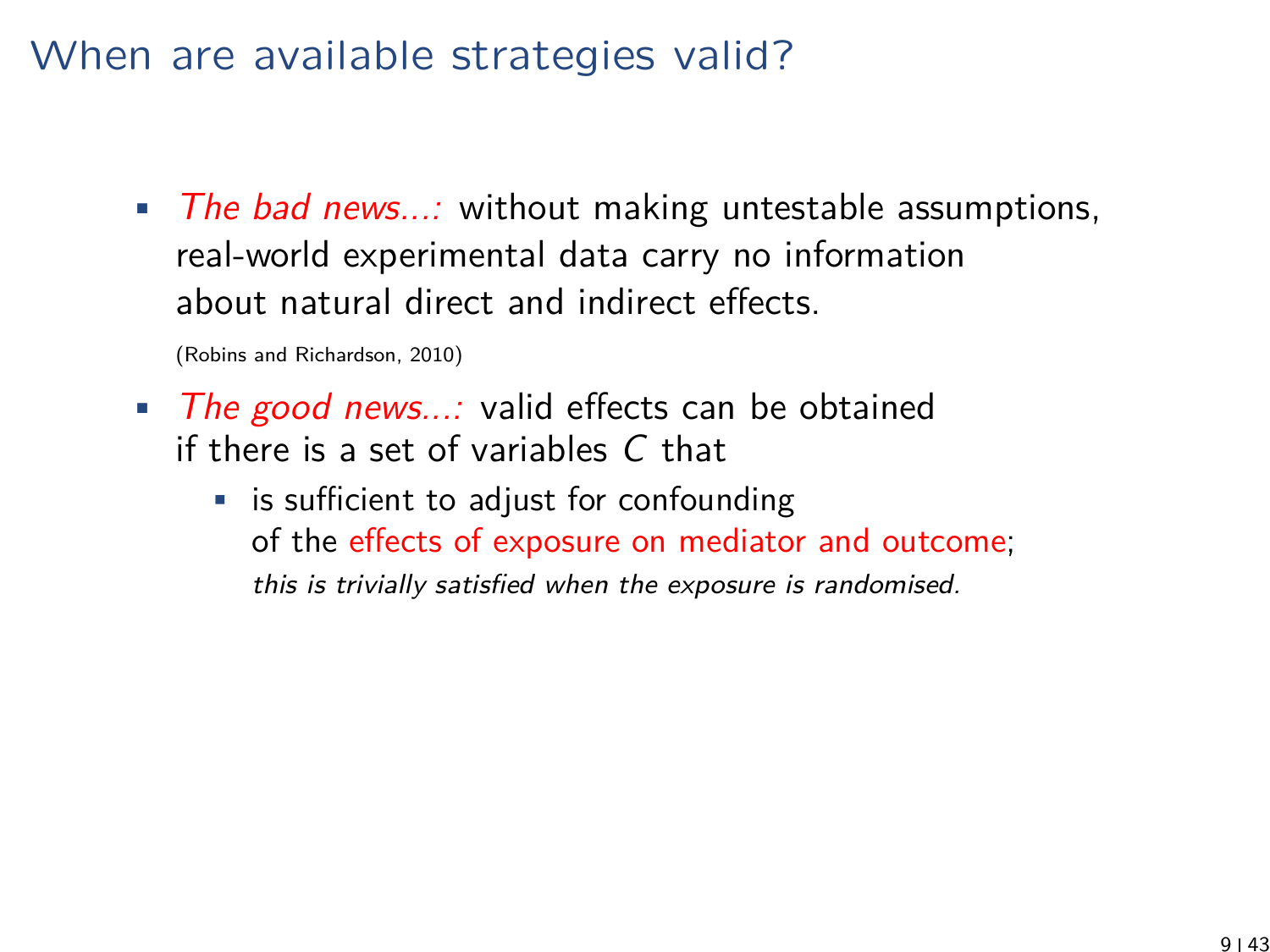# When are available strategies valid?

- *The bad news...:* without making untestable assumptions, real-world experimental data carry no information about natural direct and indirect effects.

  (Robins and Richardson, 2010)

- *The good news...:* valid effects can be obtained if there is a set of variables $C$ that
  - is sufficient to adjust for confounding of the effects of exposure on mediator and outcome;
    *this is trivially satisfied when the exposure is randomised.*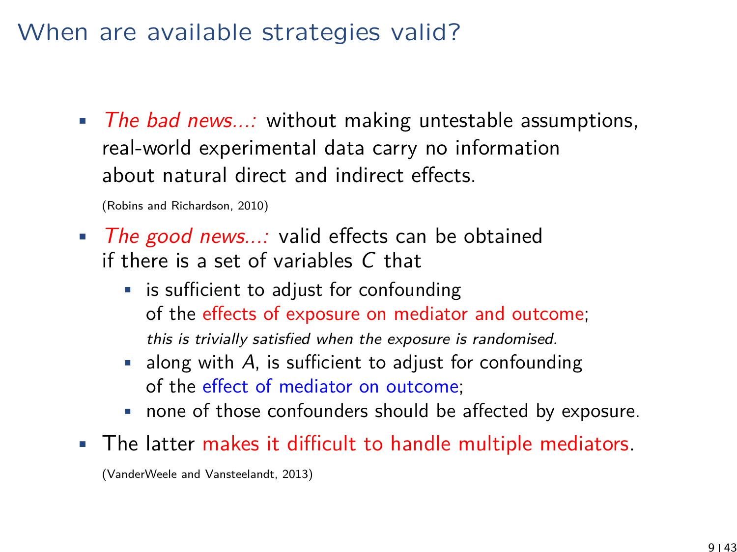# When are available strategies valid?

- *The bad news...:* without making untestable assumptions, real-world experimental data carry no information about natural direct and indirect effects.

  (Robins and Richardson, 2010)

- *The good news...:* valid effects can be obtained if there is a set of variables $C$ that
  - is sufficient to adjust for confounding of the effects of exposure on mediator and outcome; *this is trivially satisfied when the exposure is randomised.*
  - along with $A$, is sufficient to adjust for confounding of the effect of mediator on outcome;
  - none of those confounders should be affected by exposure.

- The latter makes it difficult to handle multiple mediators.

  (VanderWeele and Vansteelandt, 2013)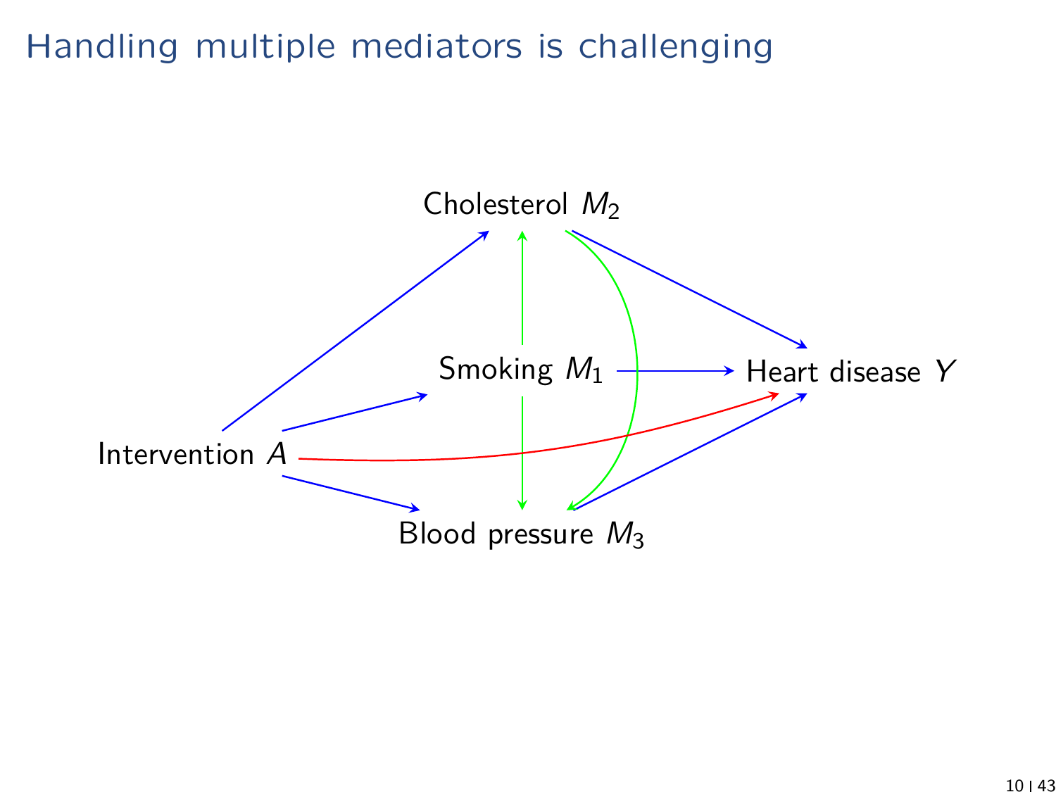# Handling multiple mediators is challenging

Cholesterol $M_2$

Smoking $M_1$

Heart disease $Y$

Intervention $A$

Blood pressure $M_3$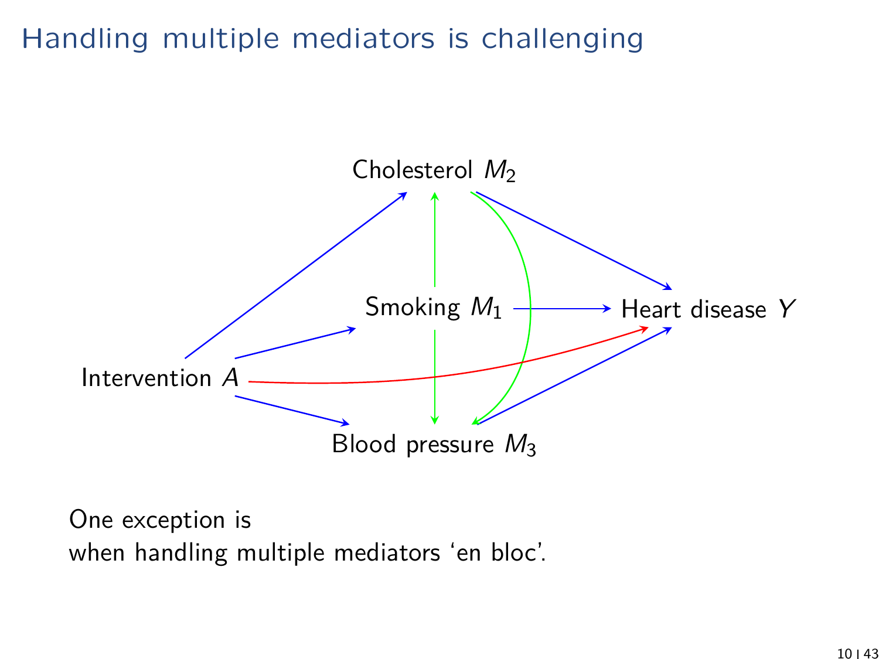# Handling multiple mediators is challenging

Cholesterol $M_2$

Smoking $M_1$

Heart disease $Y$

Intervention $A$

Blood pressure $M_3$

One exception is
when handling multiple mediators 'en bloc'.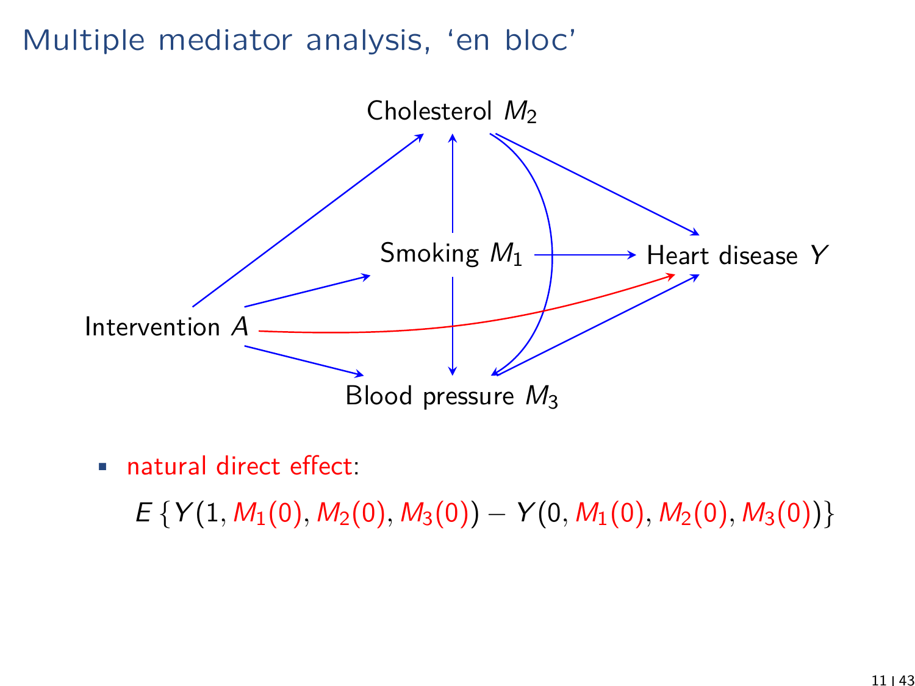# Multiple mediator analysis, 'en bloc'

Cholesterol $M_2$

Smoking $M_1$

Heart disease $Y$

Intervention $A$

Blood pressure $M_3$

- natural direct effect:

$$E\{Y(1, M_1(0), M_2(0), M_3(0)) - Y(0, M_1(0), M_2(0), M_3(0))\}$$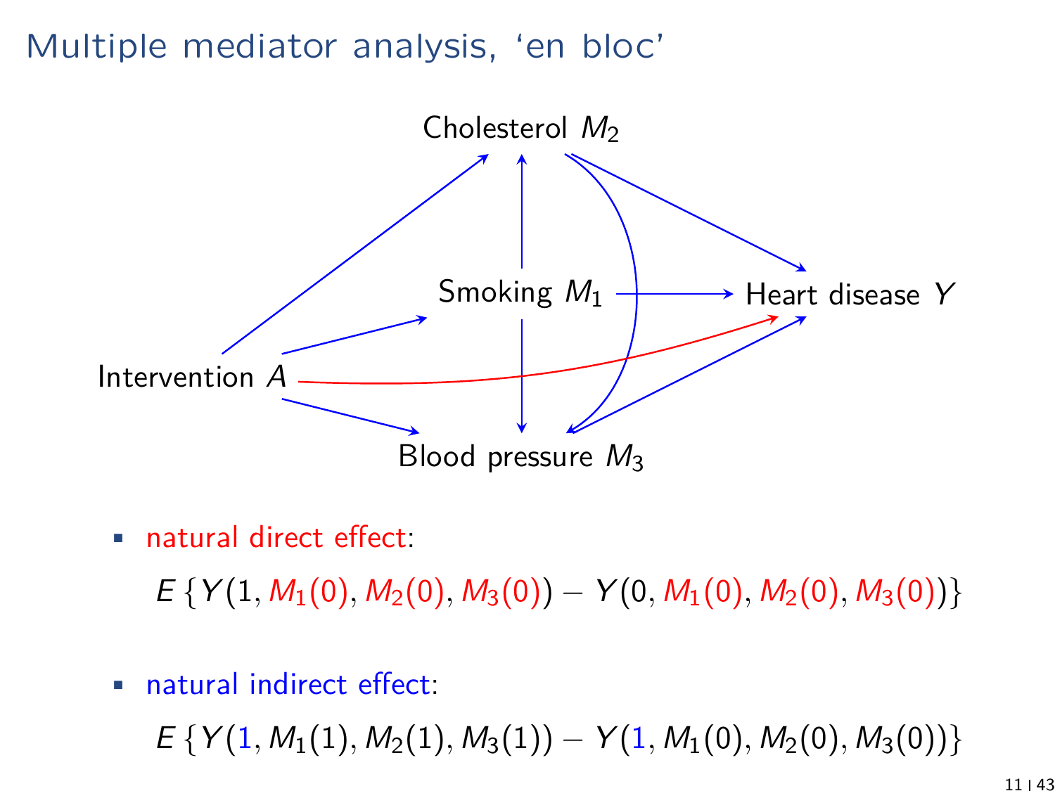# Multiple mediator analysis, 'en bloc'

Cholesterol $M_2$

Smoking $M_1$

Heart disease $Y$

Intervention $A$

Blood pressure $M_3$

- natural direct effect:

$$E\{Y(1, M_1(0), M_2(0), M_3(0)) - Y(0, M_1(0), M_2(0), M_3(0))\}$$

- natural indirect effect:

$$E\{Y(1, M_1(1), M_2(1), M_3(1)) - Y(1, M_1(0), M_2(0), M_3(0))\}$$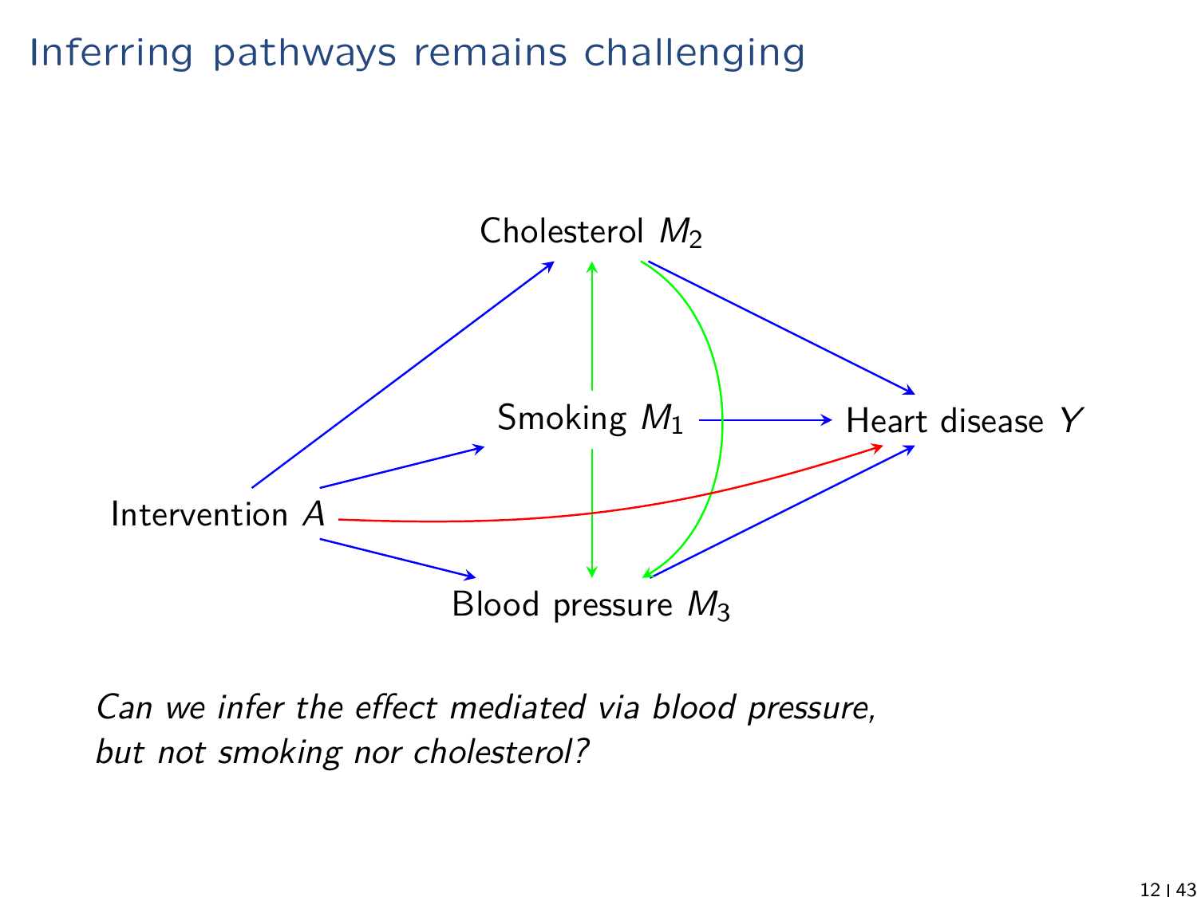# Inferring pathways remains challenging

Cholesterol $M_2$

Smoking $M_1$

Heart disease $Y$

Intervention $A$

Blood pressure $M_3$

*Can we infer the effect mediated via blood pressure, but not smoking nor cholesterol?*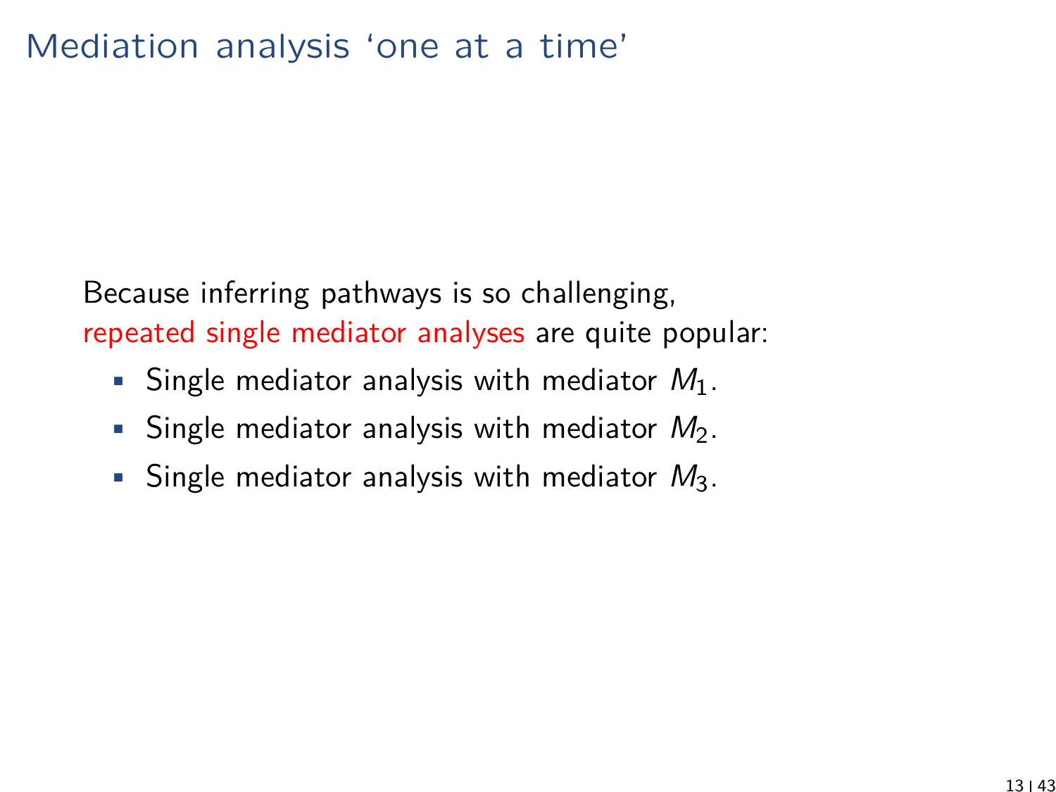# Mediation analysis 'one at a time'

Because inferring pathways is so challenging, repeated single mediator analyses are quite popular:

- Single mediator analysis with mediator $M_1$.
- Single mediator analysis with mediator $M_2$.
- Single mediator analysis with mediator $M_3$.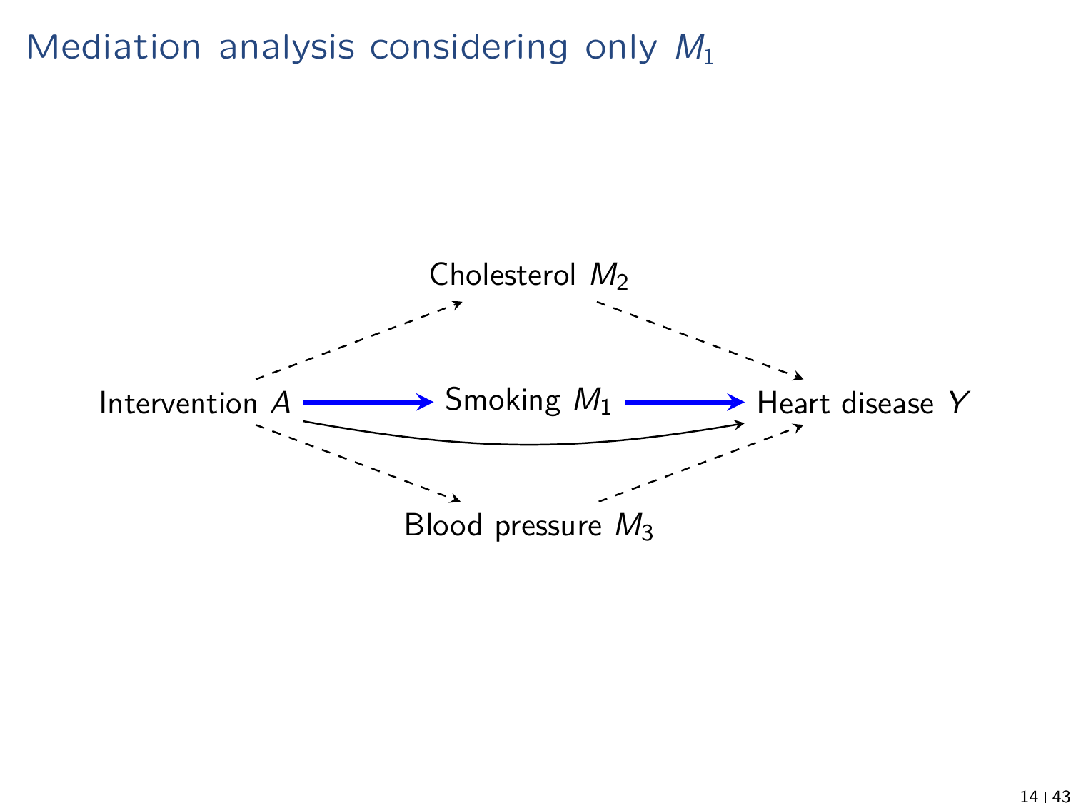# Mediation analysis considering only $M_1$

Cholesterol $M_2$

Intervention $A$ → Smoking $M_1$ → Heart disease $Y$

Blood pressure $M_3$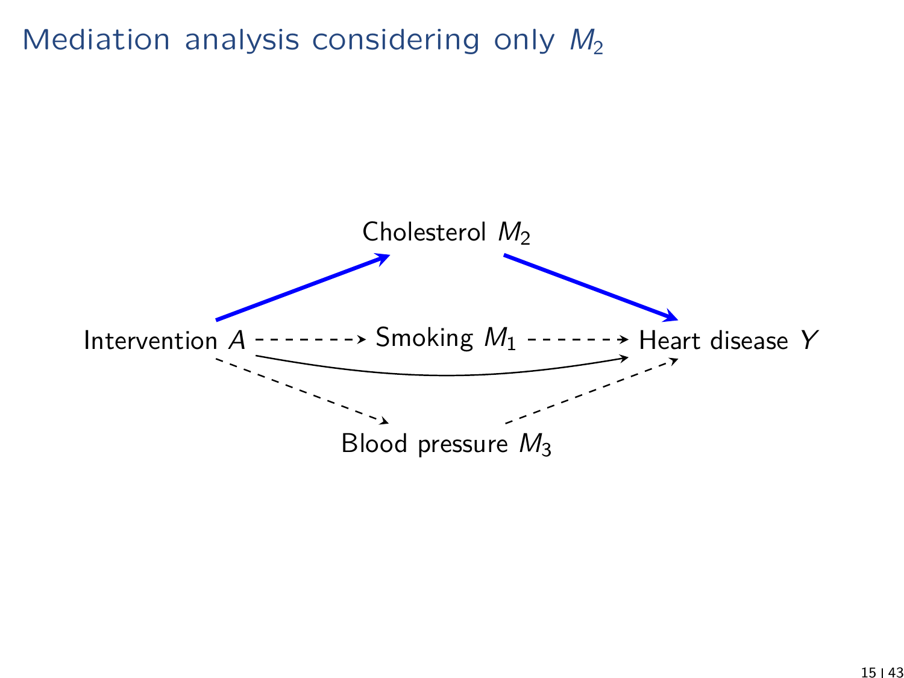# Mediation analysis considering only $M_2$

Cholesterol $M_2$

Intervention $A$ → Smoking $M_1$ → Heart disease $Y$

Blood pressure $M_3$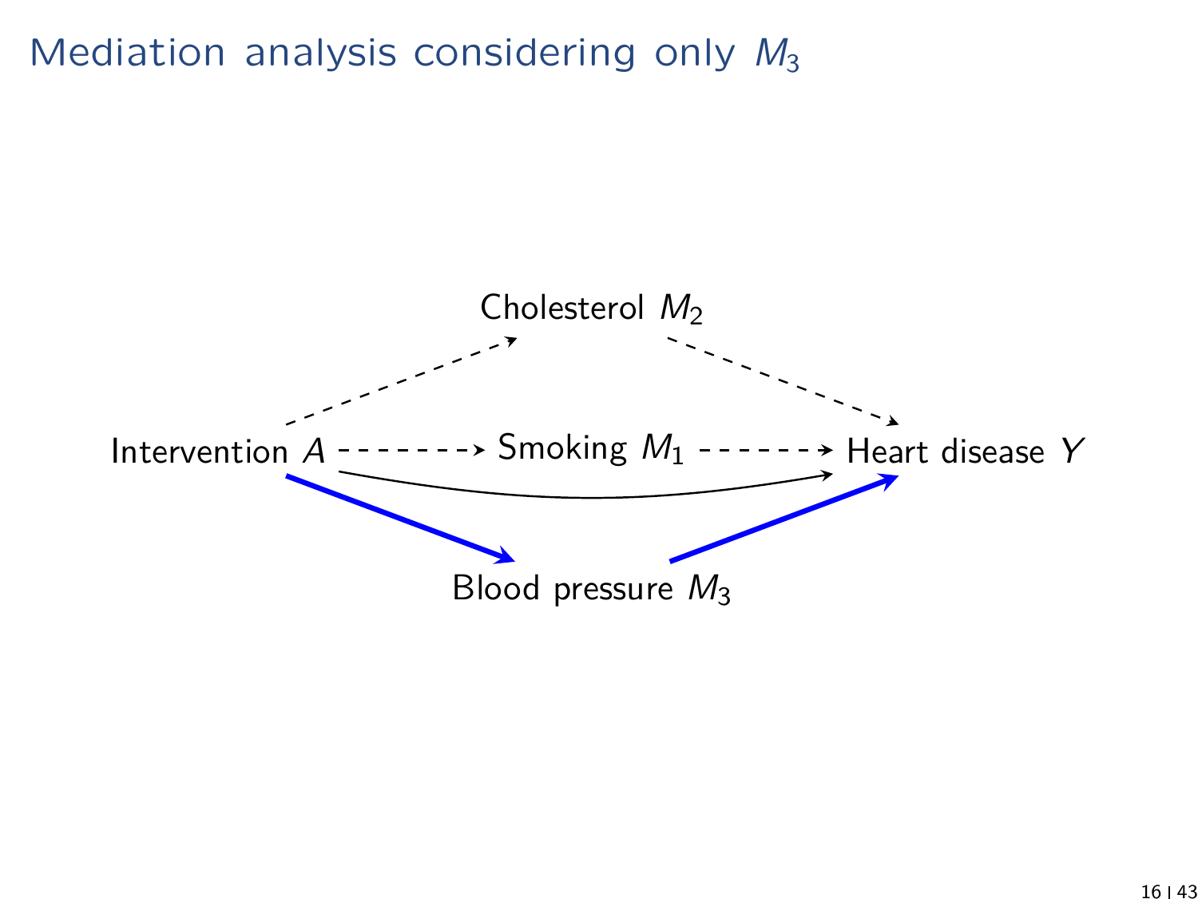# Mediation analysis considering only $M_3$

Cholesterol $M_2$

Intervention $A$ - - - - - → Smoking $M_1$ - - - - - → Heart disease $Y$

Blood pressure $M_3$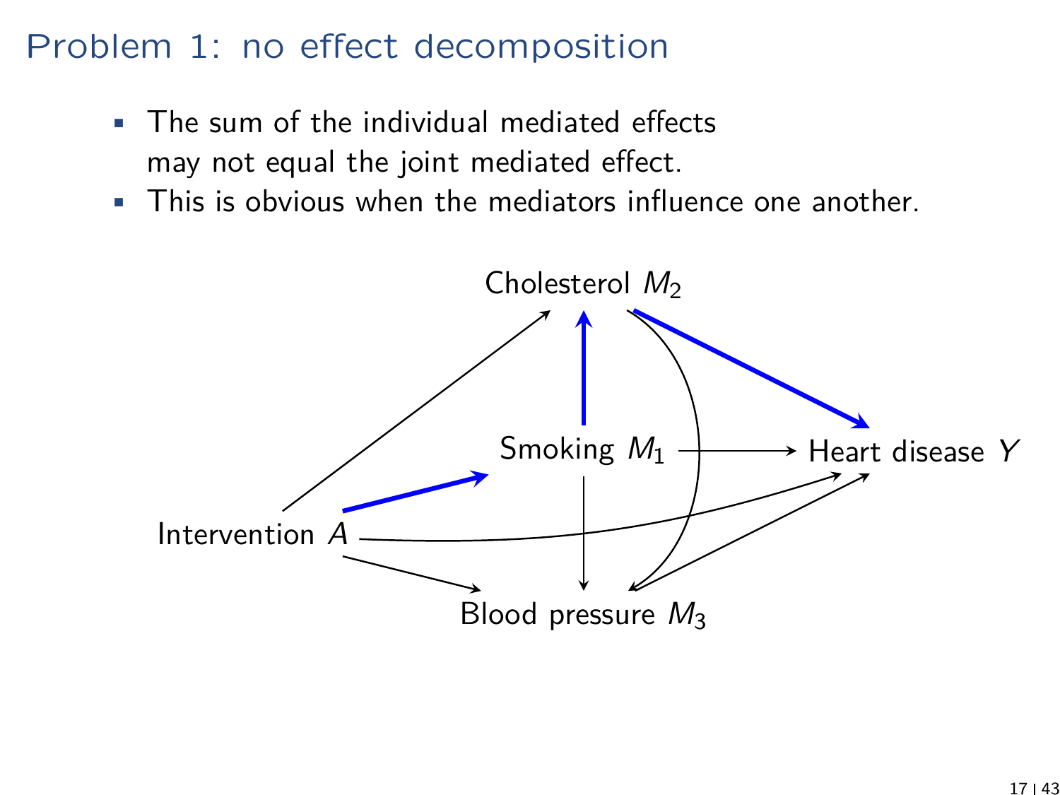# Problem 1: no effect decomposition

- The sum of the individual mediated effects may not equal the joint mediated effect.
- This is obvious when the mediators influence one another.

Cholesterol $M_2$

Smoking $M_1$

Heart disease $Y$

Intervention $A$

Blood pressure $M_3$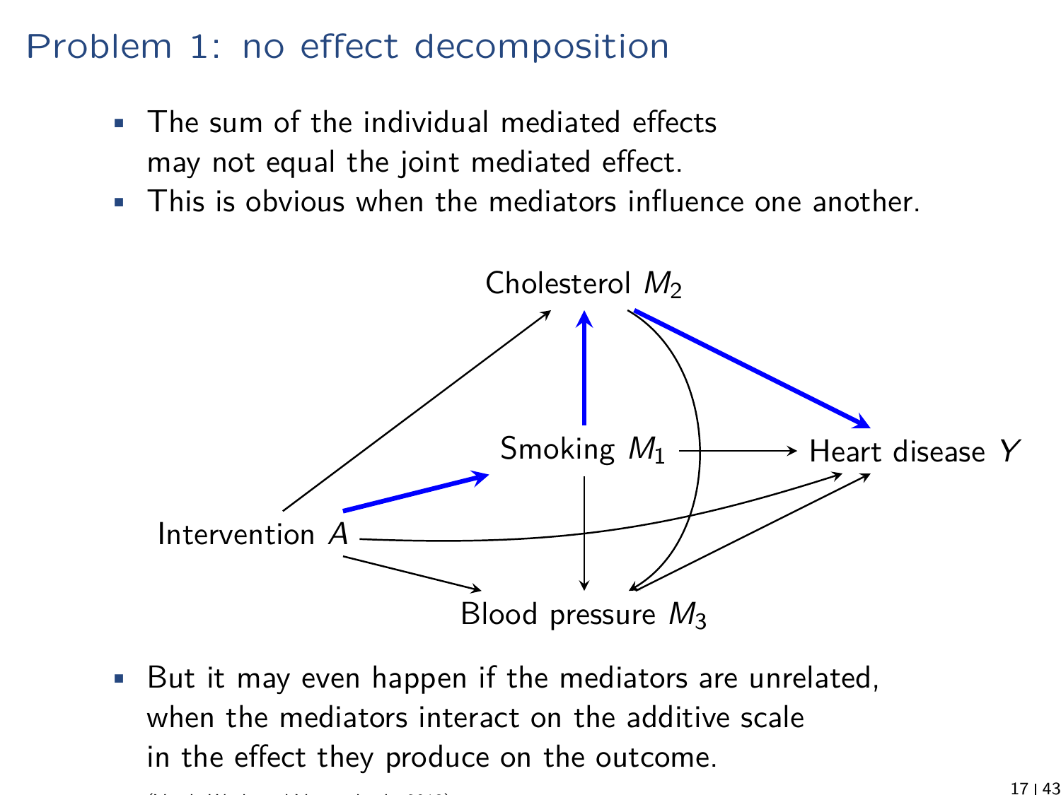# Problem 1: no effect decomposition

- The sum of the individual mediated effects may not equal the joint mediated effect.
- This is obvious when the mediators influence one another.

Cholesterol $M_2$

Smoking $M_1$

Heart disease $Y$

Intervention $A$

Blood pressure $M_3$

- But it may even happen if the mediators are unrelated, when the mediators interact on the additive scale in the effect they produce on the outcome.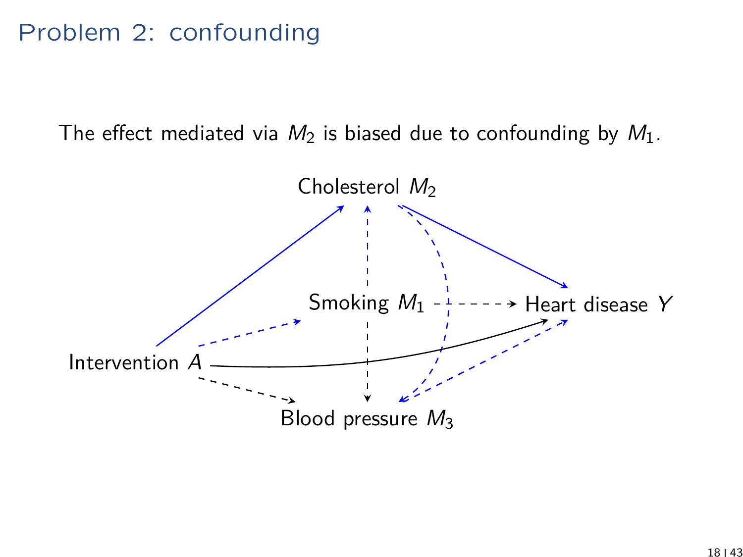# Problem 2: confounding

The effect mediated via $M_2$ is biased due to confounding by $M_1$.

Cholesterol $M_2$

Smoking $M_1$

Heart disease $Y$

Intervention $A$

Blood pressure $M_3$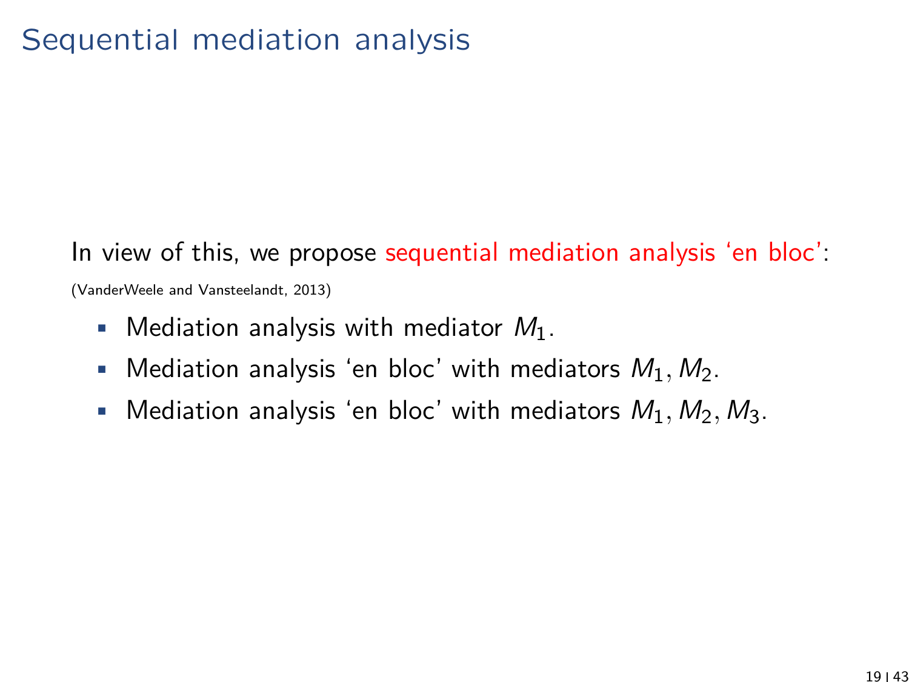# Sequential mediation analysis

In view of this, we propose sequential mediation analysis 'en bloc':

(VanderWeele and Vansteelandt, 2013)

- Mediation analysis with mediator $M_1$.
- Mediation analysis 'en bloc' with mediators $M_1, M_2$.
- Mediation analysis 'en bloc' with mediators $M_1, M_2, M_3$.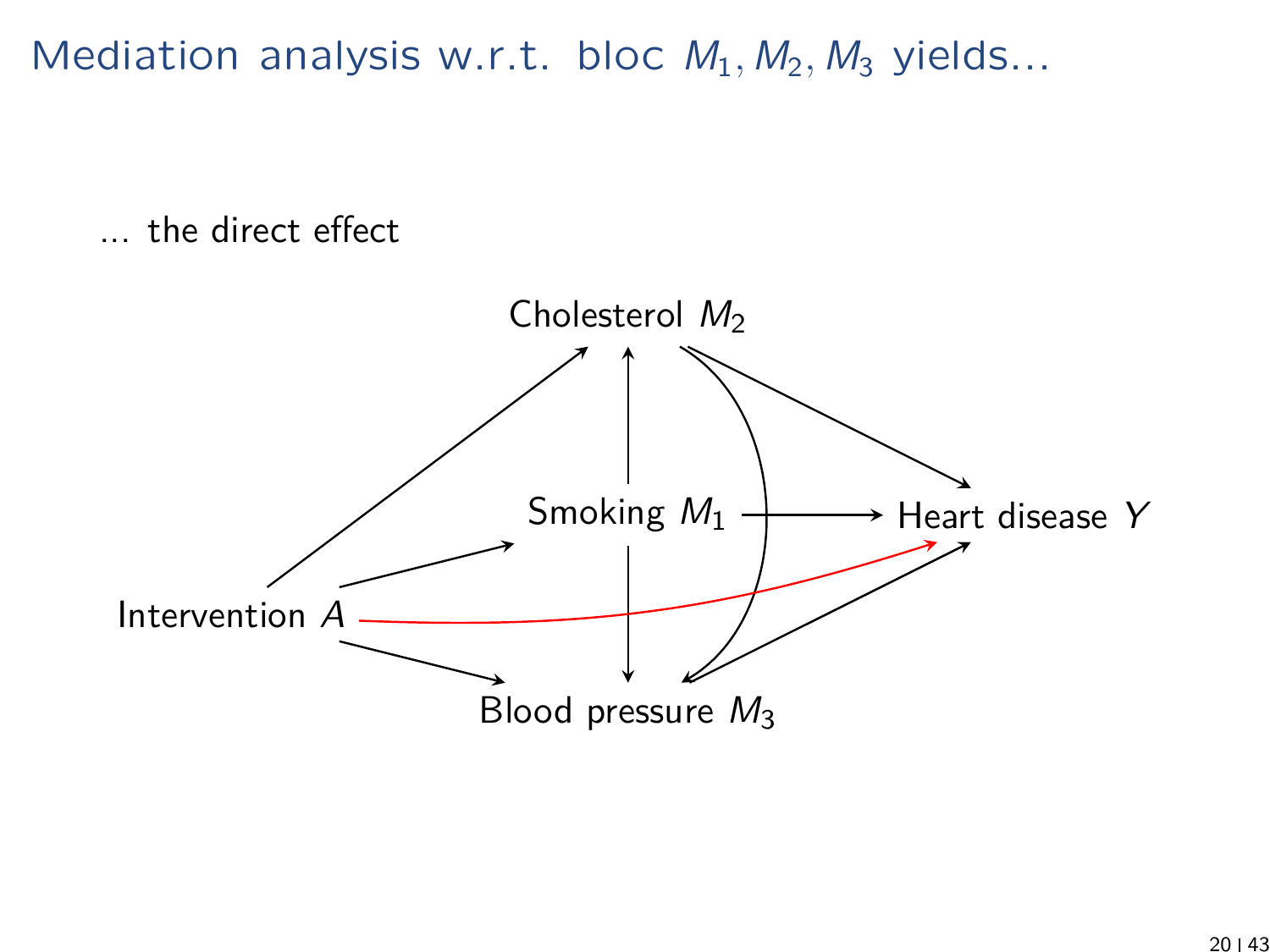# Mediation analysis w.r.t. bloc $M_1, M_2, M_3$ yields...

... the direct effect

Cholesterol $M_2$

Smoking $M_1$

Heart disease $Y$

Intervention $A$

Blood pressure $M_3$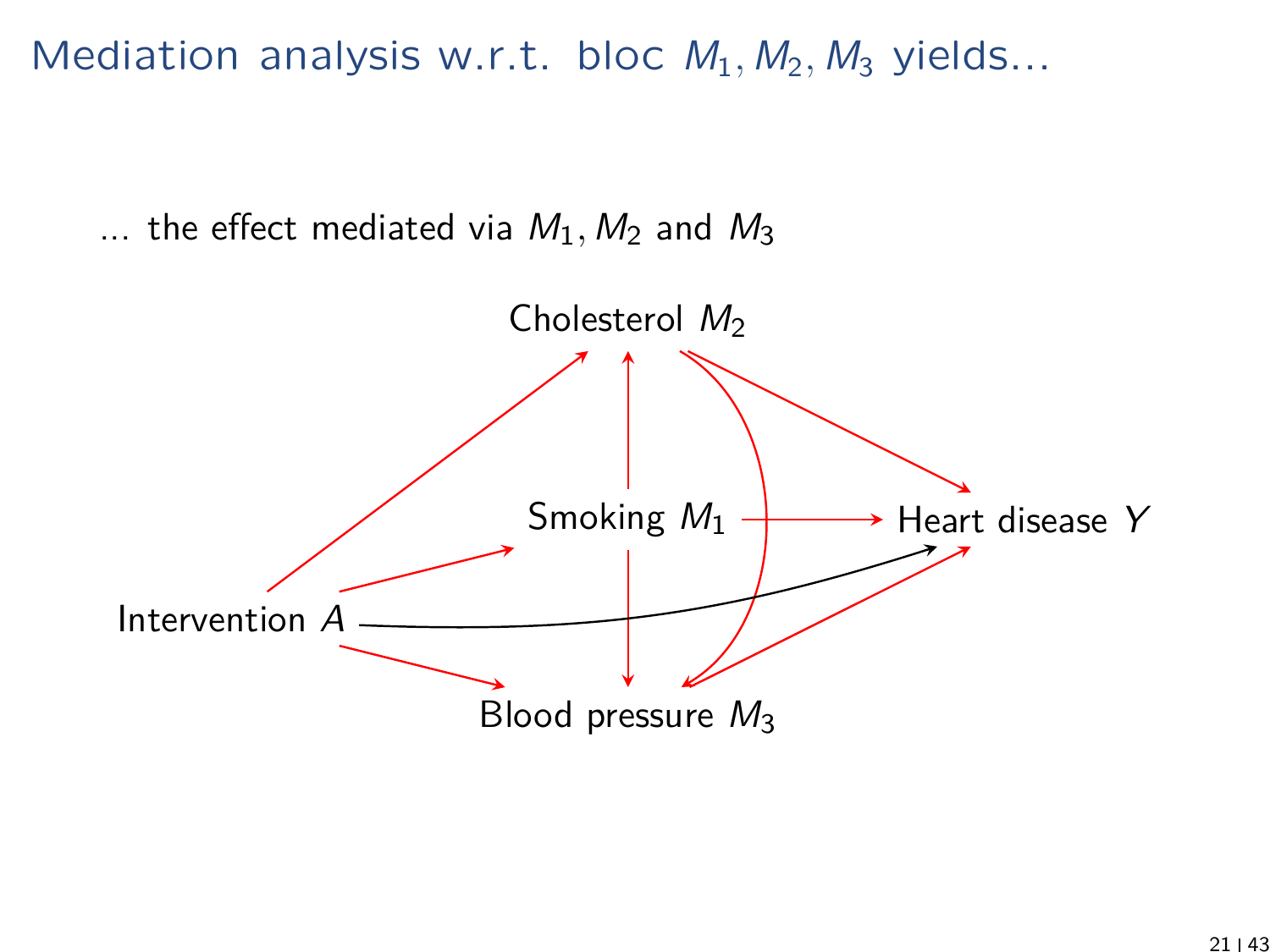# Mediation analysis w.r.t. bloc $M_1, M_2, M_3$ yields...

... the effect mediated via $M_1, M_2$ and $M_3$

Cholesterol $M_2$

Smoking $M_1$

Heart disease $Y$

Intervention $A$

Blood pressure $M_3$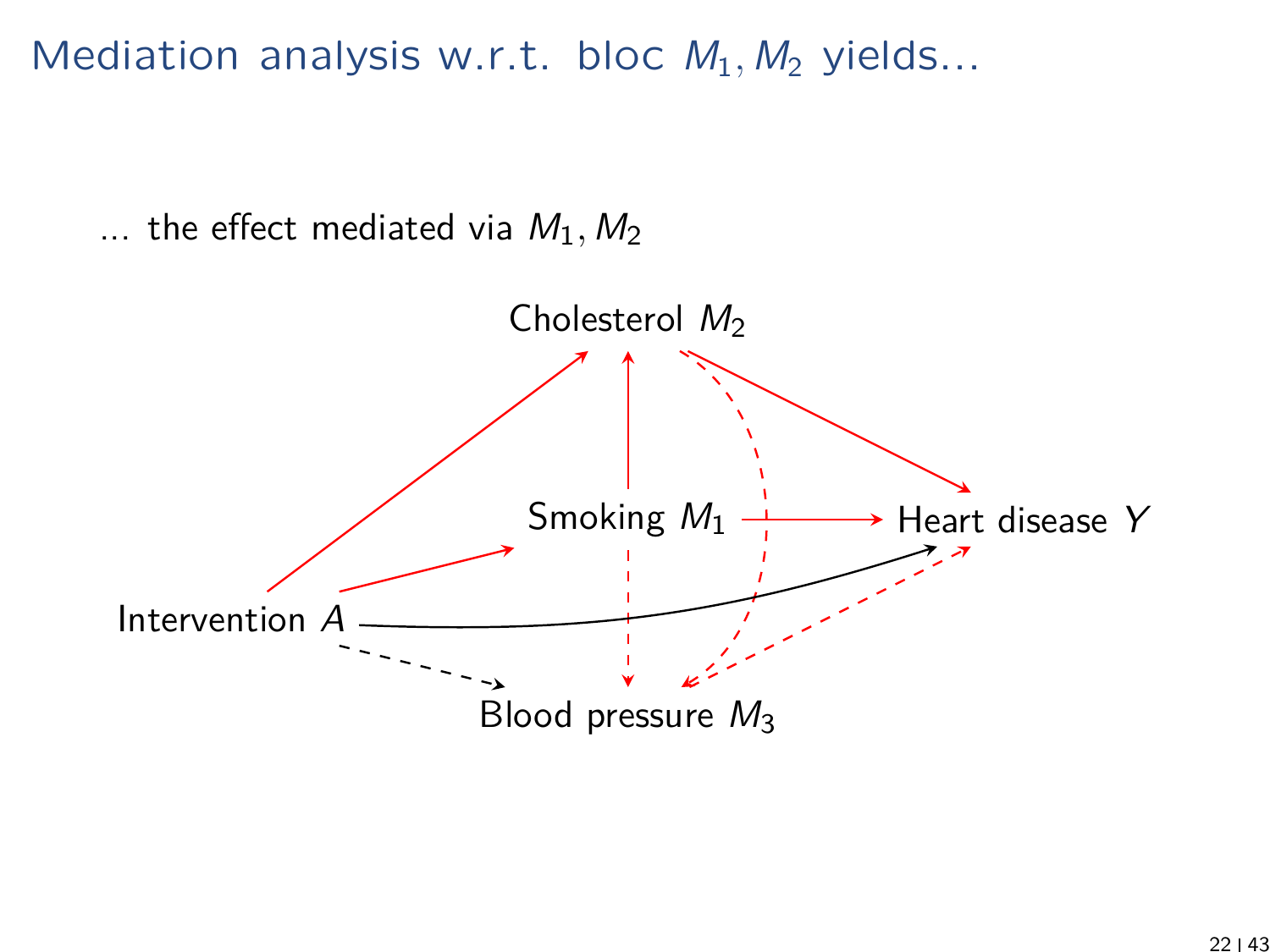# Mediation analysis w.r.t. bloc $M_1, M_2$ yields...

... the effect mediated via $M_1, M_2$

Cholesterol $M_2$

Smoking $M_1$

Heart disease $Y$

Intervention $A$

Blood pressure $M_3$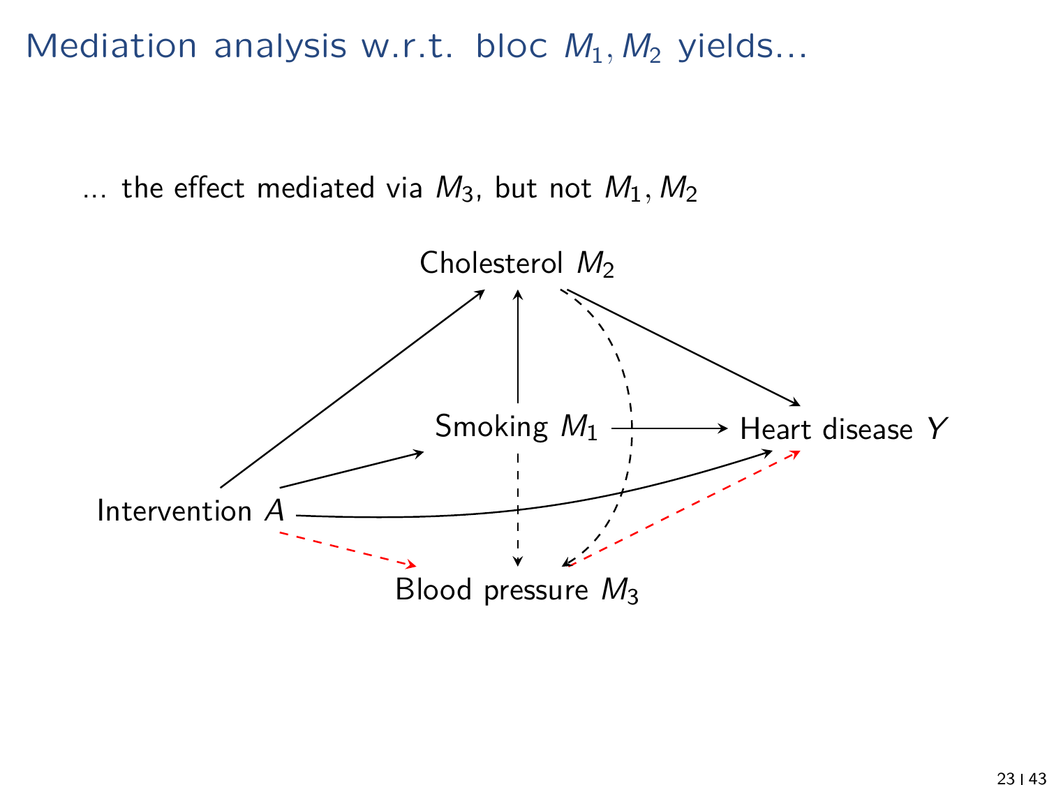# Mediation analysis w.r.t. bloc $M_1, M_2$ yields...

... the effect mediated via $M_3$, but not $M_1, M_2$

Cholesterol $M_2$

Smoking $M_1$

Heart disease $Y$

Intervention $A$

Blood pressure $M_3$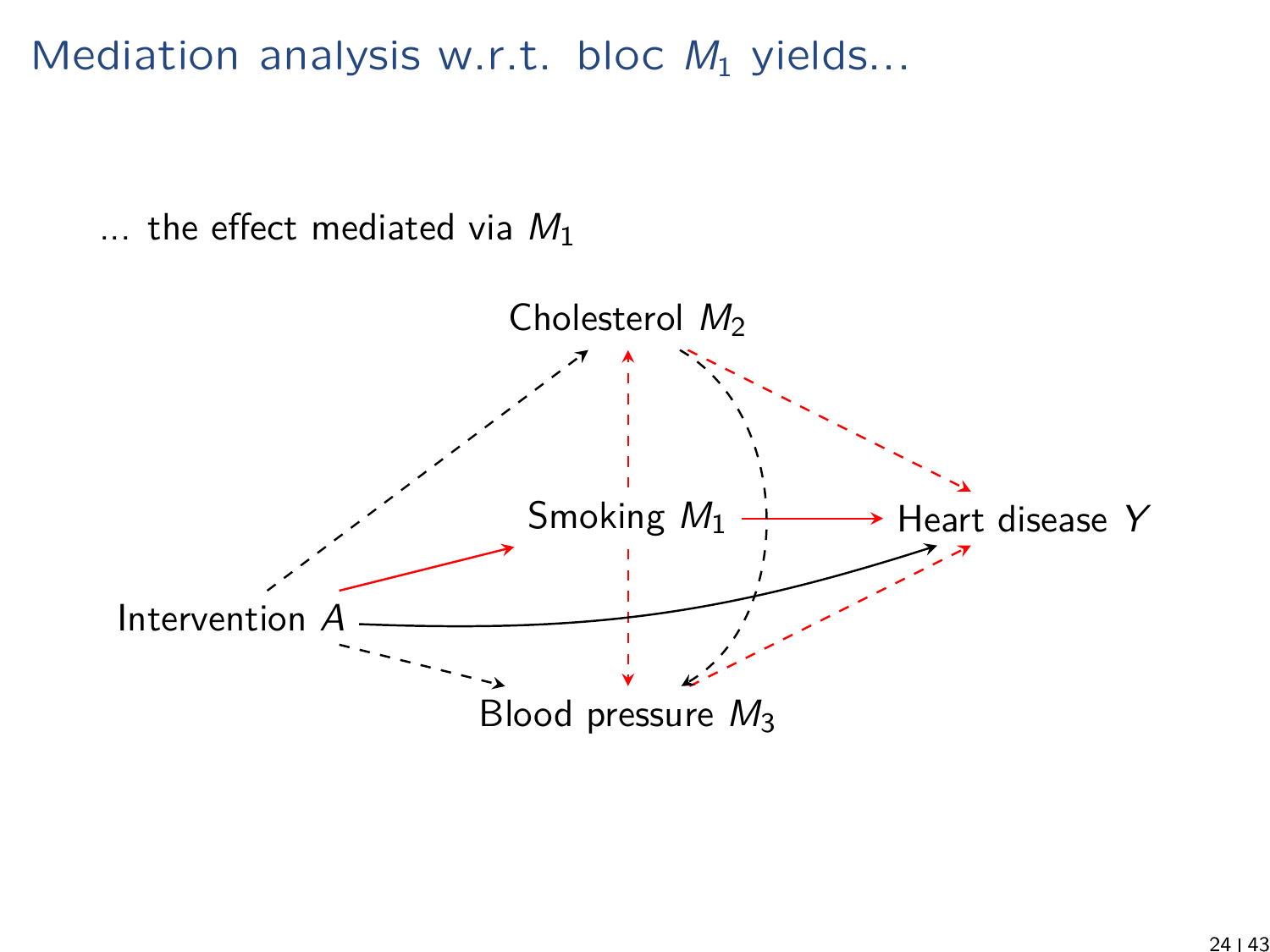# Mediation analysis w.r.t. bloc $M_1$ yields...

... the effect mediated via $M_1$

Cholesterol $M_2$

Smoking $M_1$

Heart disease $Y$

Intervention $A$

Blood pressure $M_3$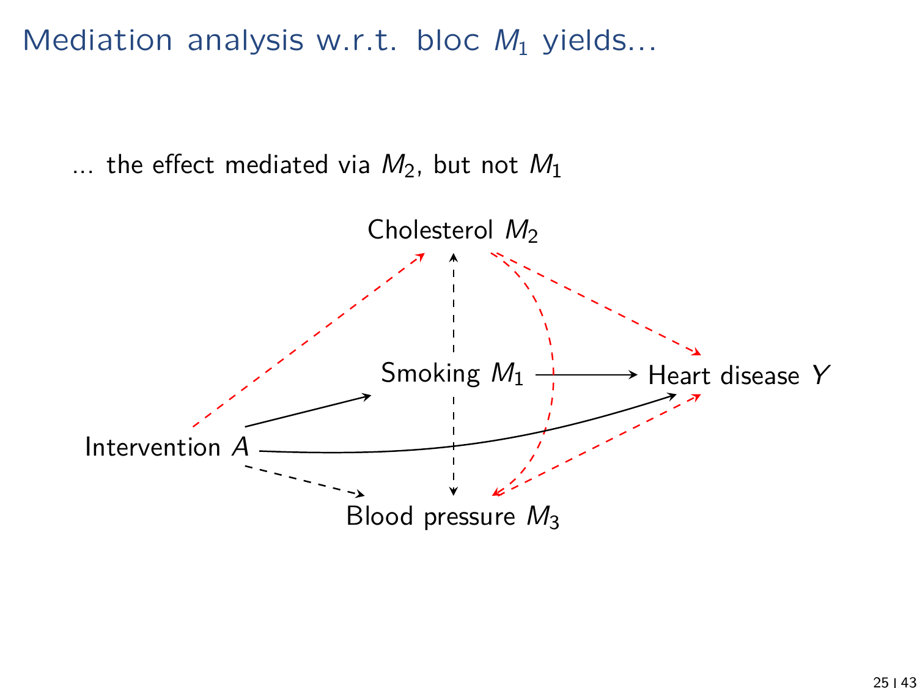# Mediation analysis w.r.t. bloc $M_1$ yields...

... the effect mediated via $M_2$, but not $M_1$

Cholesterol $M_2$

Smoking $M_1$

Heart disease $Y$

Intervention $A$

Blood pressure $M_3$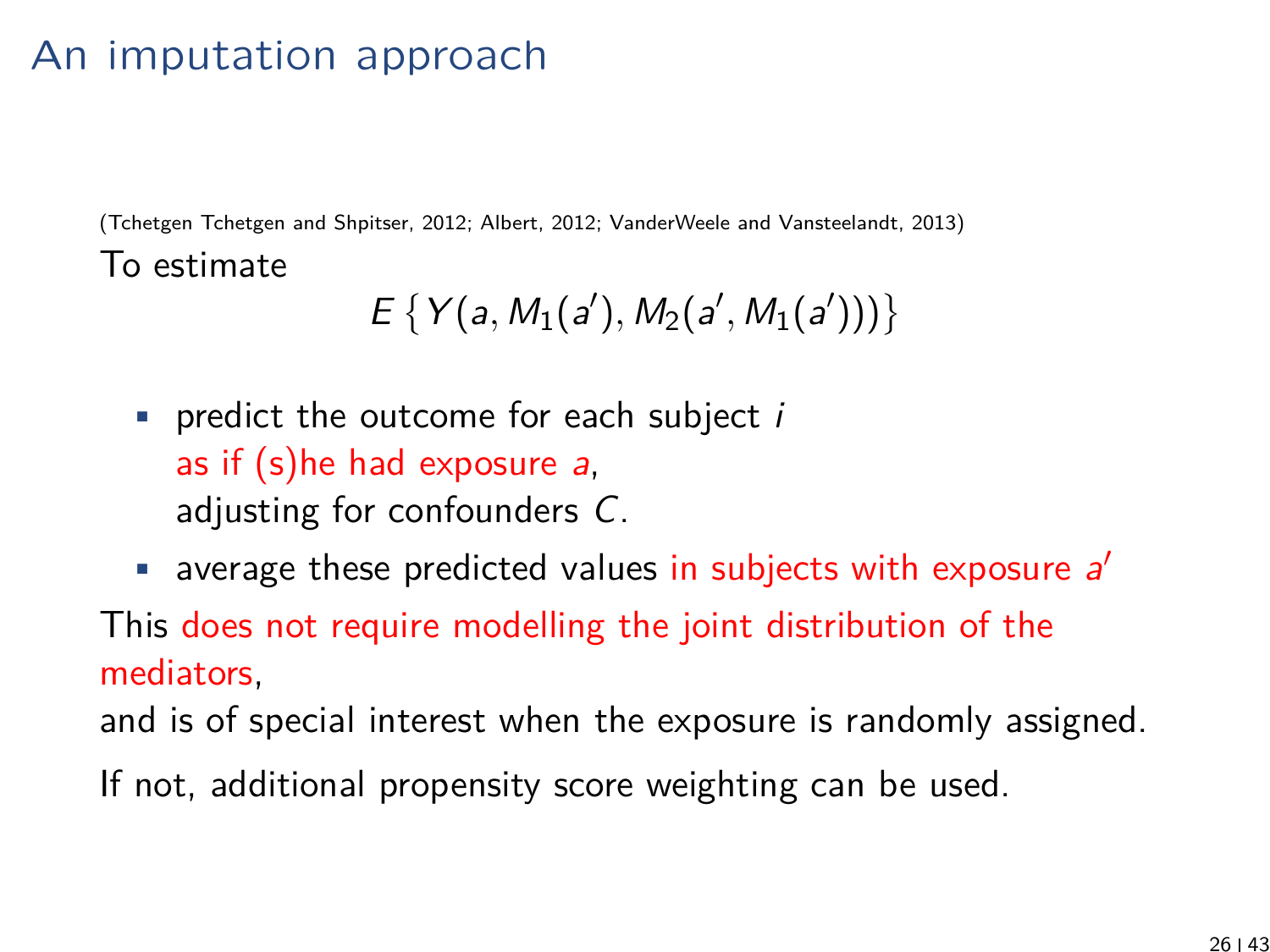# An imputation approach

(Tchetgen Tchetgen and Shpitser, 2012; Albert, 2012; VanderWeele and Vansteelandt, 2013)

To estimate

$$E\left\{Y(a, M_1(a'), M_2(a', M_1(a')))\right\}$$

- predict the outcome for each subject $i$
  as if (s)he had exposure $a$,
  adjusting for confounders $C$.
- average these predicted values in subjects with exposure $a'$

This does not require modelling the joint distribution of the mediators,

and is of special interest when the exposure is randomly assigned.

If not, additional propensity score weighting can be used.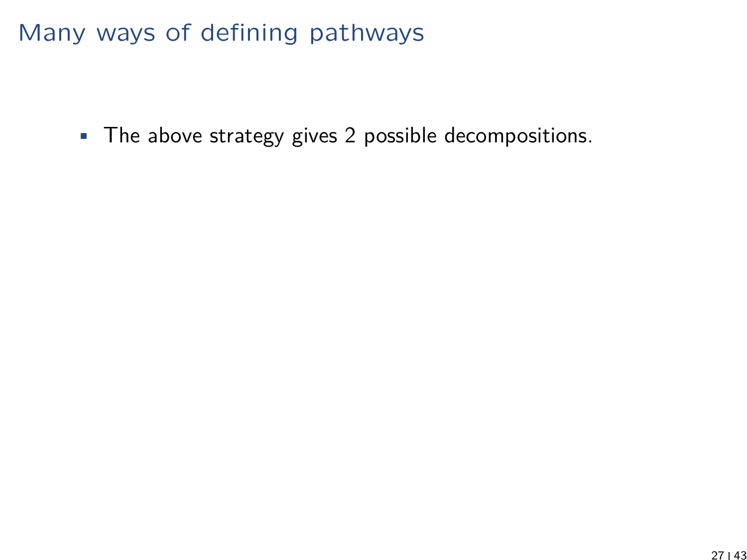# Many ways of defining pathways

- The above strategy gives 2 possible decompositions.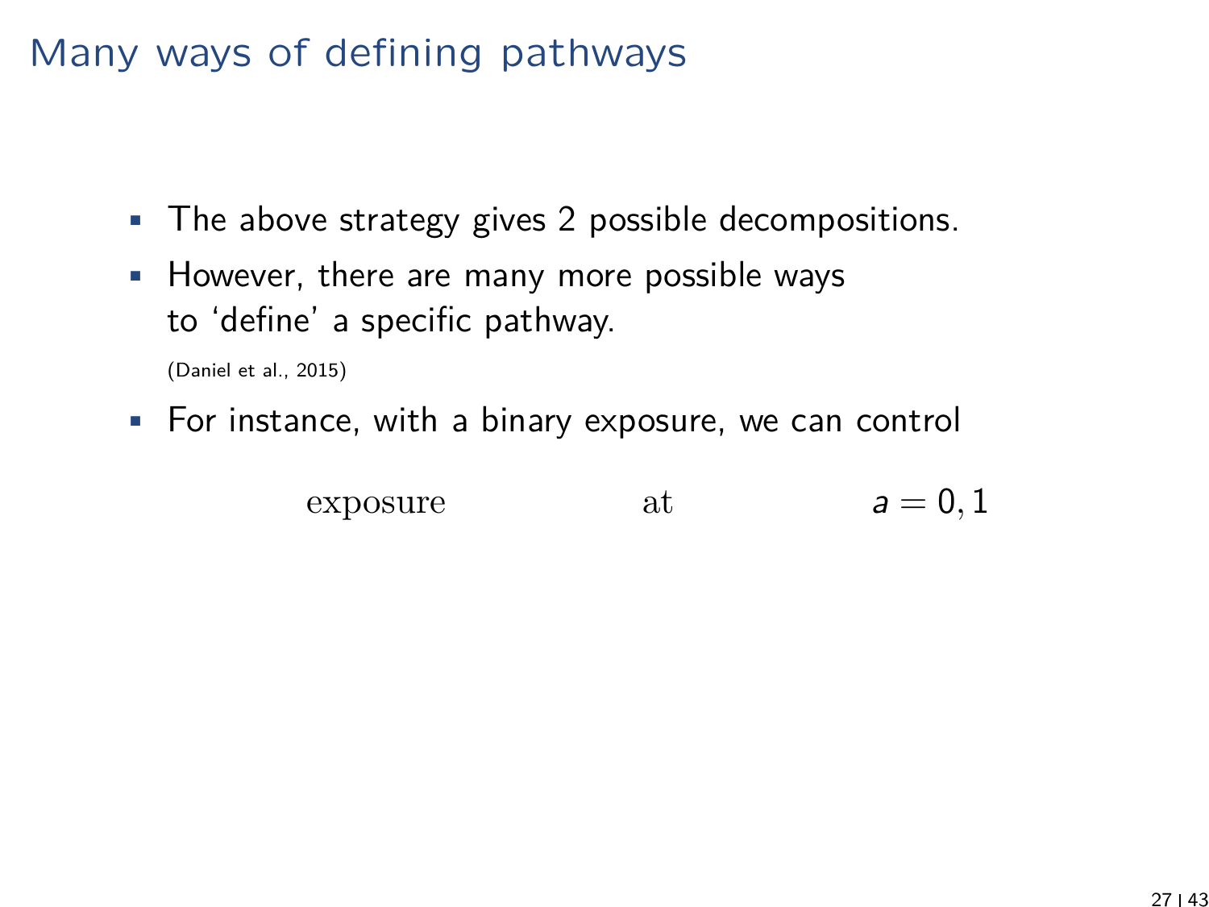# Many ways of defining pathways

- The above strategy gives 2 possible decompositions.
- However, there are many more possible ways to 'define' a specific pathway.

  (Daniel et al., 2015)

- For instance, with a binary exposure, we can control

$$\text{exposure} \qquad\qquad \text{at} \qquad\qquad a = 0, 1$$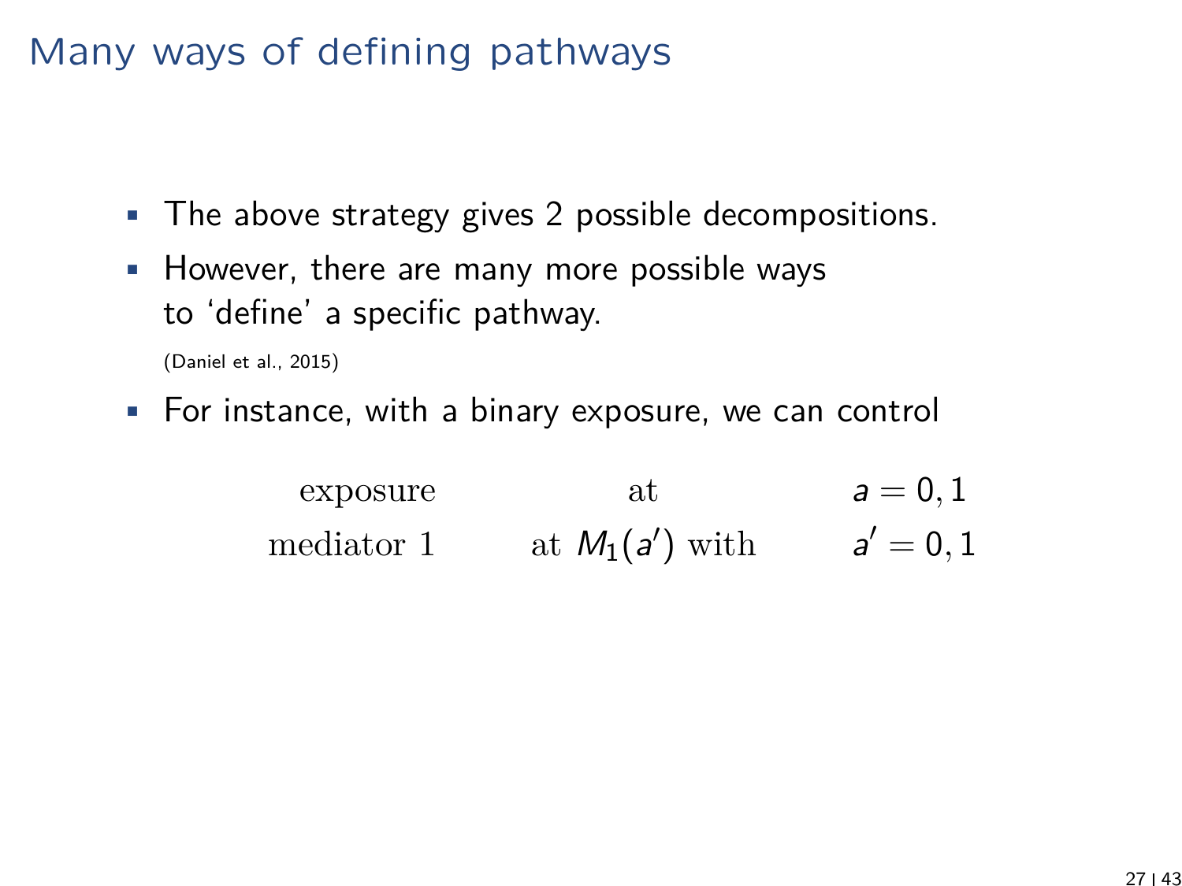# Many ways of defining pathways

- The above strategy gives 2 possible decompositions.
- However, there are many more possible ways to 'define' a specific pathway.

  (Daniel et al., 2015)

- For instance, with a binary exposure, we can control

$$
\begin{array}{rcl}
\text{exposure} & \text{at} & a = 0, 1 \\
\text{mediator 1} & \text{at } M_1(a') \text{ with} & a' = 0, 1
\end{array}
$$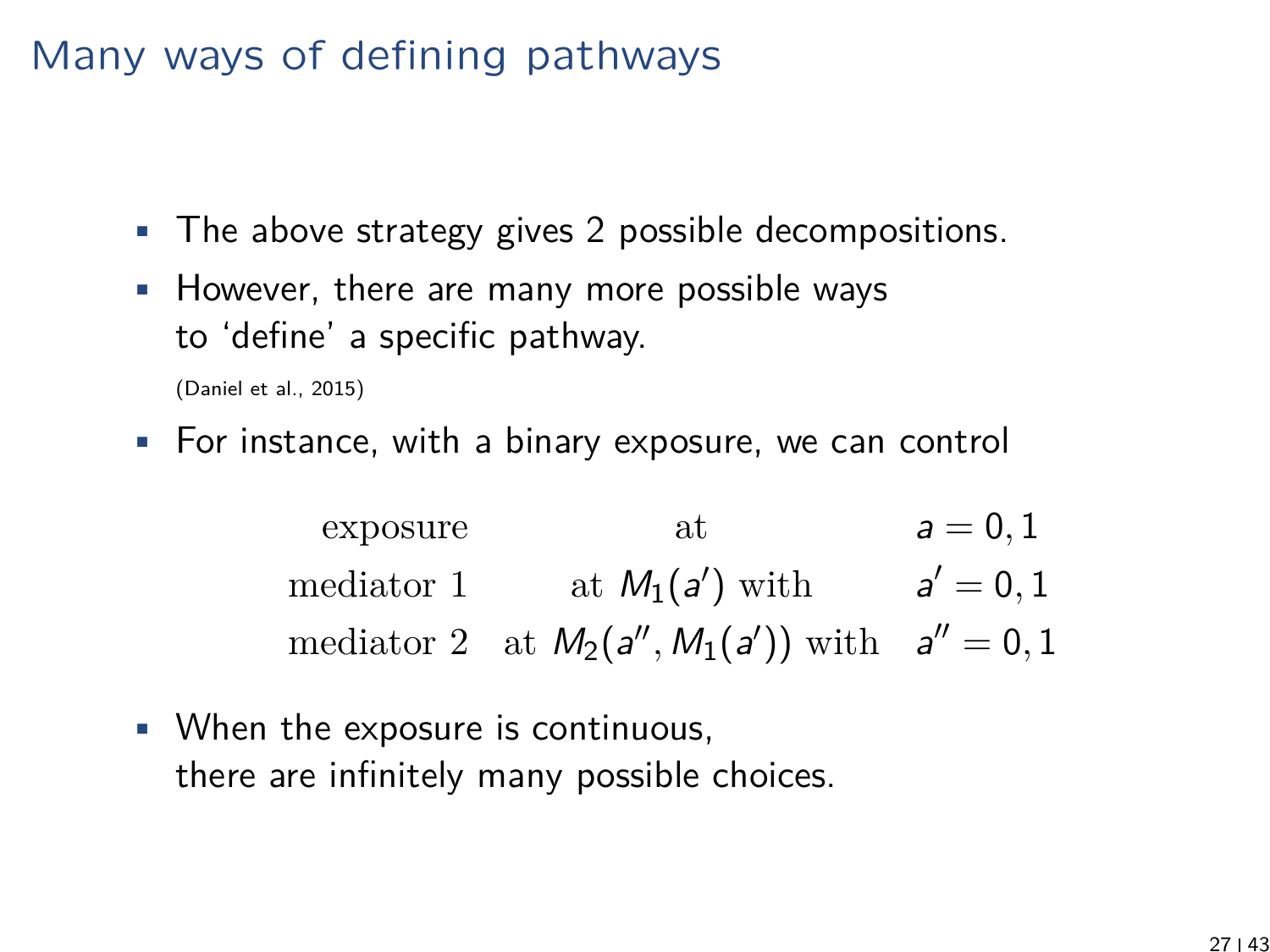# Many ways of defining pathways

- The above strategy gives 2 possible decompositions.
- However, there are many more possible ways to 'define' a specific pathway.

  (Daniel et al., 2015)

- For instance, with a binary exposure, we can control

$$
\begin{array}{rcl}
\text{exposure} & \text{at} & a = 0, 1 \\
\text{mediator 1} & \text{at } M_1(a') \text{ with} & a' = 0, 1 \\
\text{mediator 2} & \text{at } M_2(a'', M_1(a')) \text{ with} & a'' = 0, 1
\end{array}
$$

- When the exposure is continuous, there are infinitely many possible choices.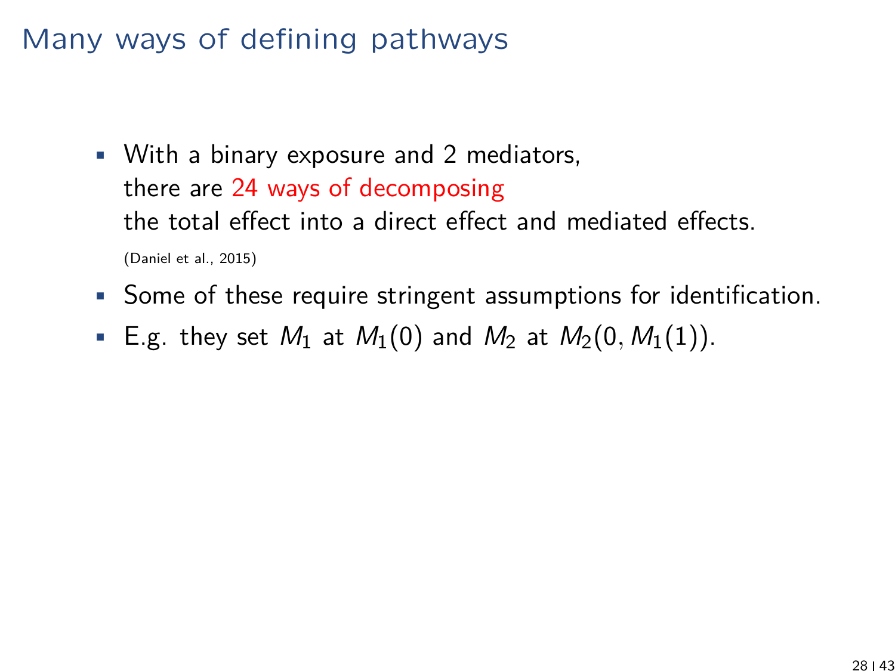# Many ways of defining pathways

- With a binary exposure and 2 mediators, there are 24 ways of decomposing the total effect into a direct effect and mediated effects.

  (Daniel et al., 2015)

- Some of these require stringent assumptions for identification.
- E.g. they set $M_1$ at $M_1(0)$ and $M_2$ at $M_2(0, M_1(1))$.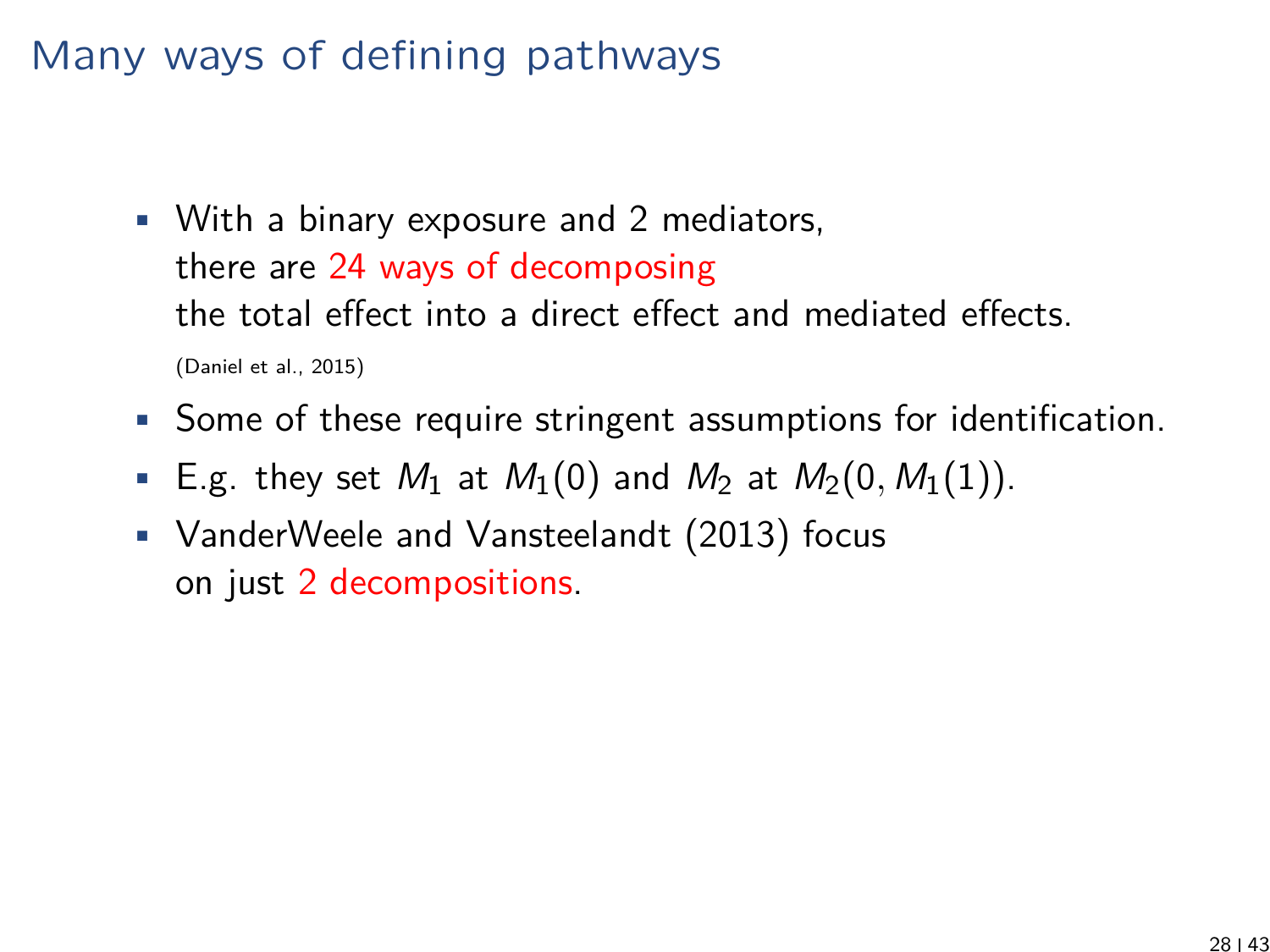# Many ways of defining pathways

- With a binary exposure and 2 mediators, there are 24 ways of decomposing the total effect into a direct effect and mediated effects.
  (Daniel et al., 2015)
- Some of these require stringent assumptions for identification.
- E.g. they set $M_1$ at $M_1(0)$ and $M_2$ at $M_2(0, M_1(1))$.
- VanderWeele and Vansteelandt (2013) focus on just 2 decompositions.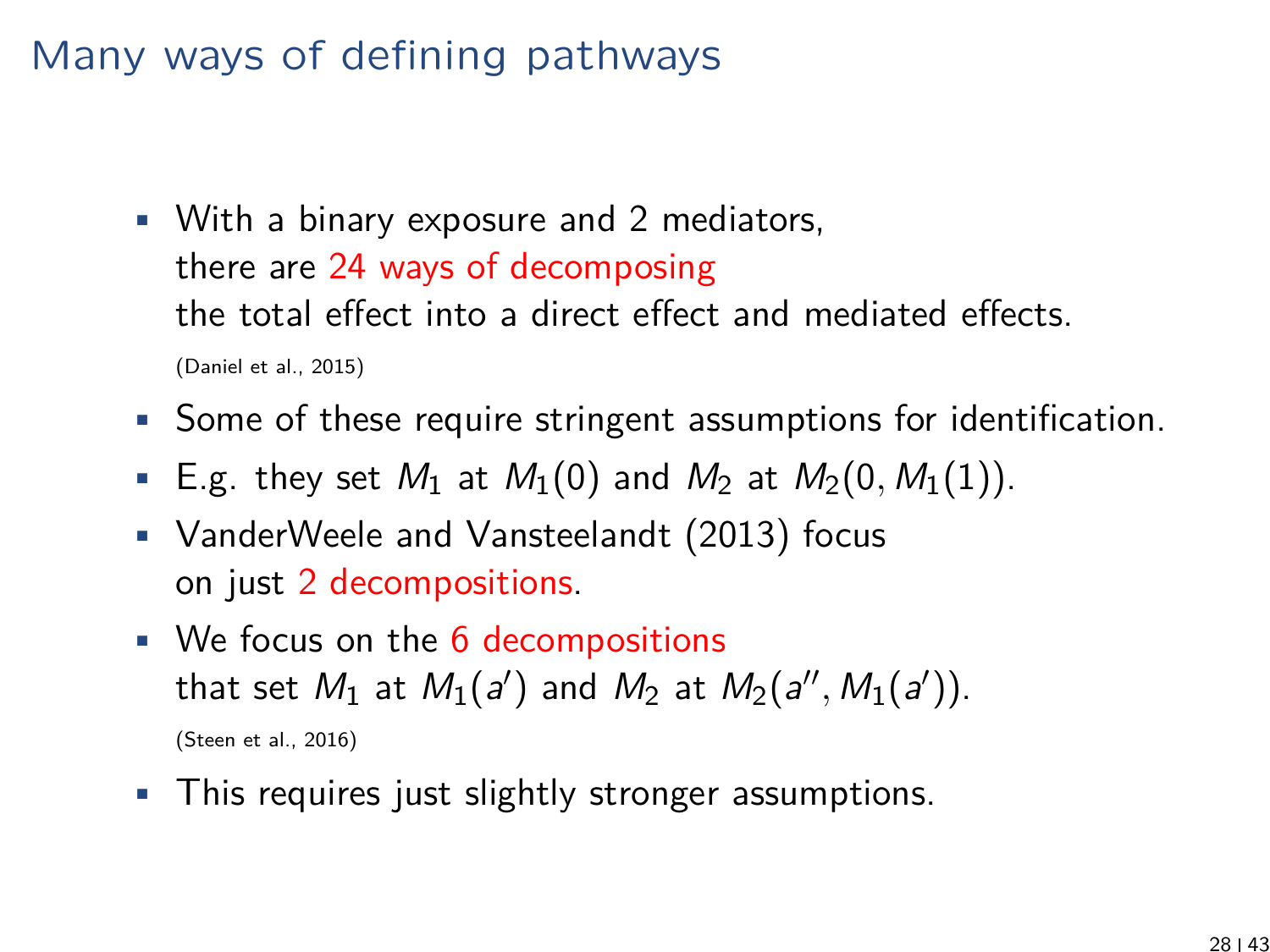# Many ways of defining pathways

- With a binary exposure and 2 mediators, there are 24 ways of decomposing the total effect into a direct effect and mediated effects.
  (Daniel et al., 2015)
- Some of these require stringent assumptions for identification.
- E.g. they set $M_1$ at $M_1(0)$ and $M_2$ at $M_2(0, M_1(1))$.
- VanderWeele and Vansteelandt (2013) focus on just 2 decompositions.
- We focus on the 6 decompositions that set $M_1$ at $M_1(a')$ and $M_2$ at $M_2(a'', M_1(a'))$.
  (Steen et al., 2016)
- This requires just slightly stronger assumptions.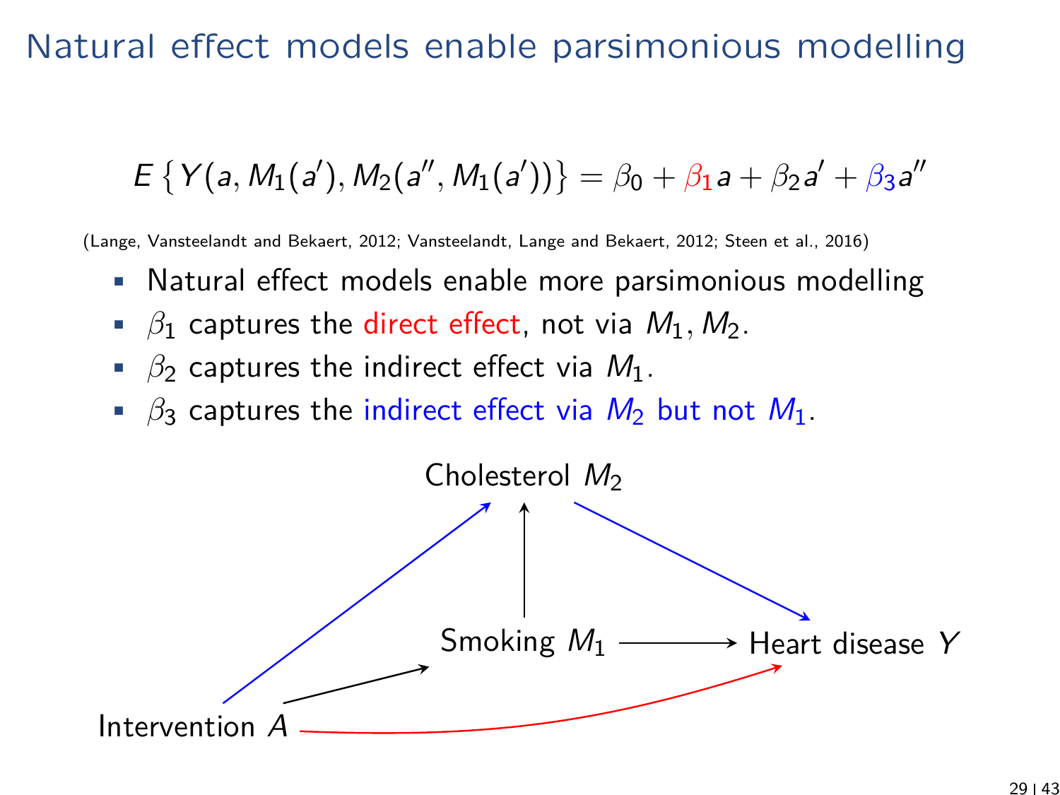# Natural effect models enable parsimonious modelling

$$E\left\{Y(a, M_1(a'), M_2(a'', M_1(a'))\right\} = \beta_0 + \beta_1 a + \beta_2 a' + \beta_3 a''$$

(Lange, Vansteelandt and Bekaert, 2012; Vansteelandt, Lange and Bekaert, 2012; Steen et al., 2016)

- Natural effect models enable more parsimonious modelling
- $\beta_1$ captures the direct effect, not via $M_1, M_2$.
- $\beta_2$ captures the indirect effect via $M_1$.
- $\beta_3$ captures the indirect effect via $M_2$ but not $M_1$.

Cholesterol $M_2$

Smoking $M_1$ → Heart disease $Y$

Intervention $A$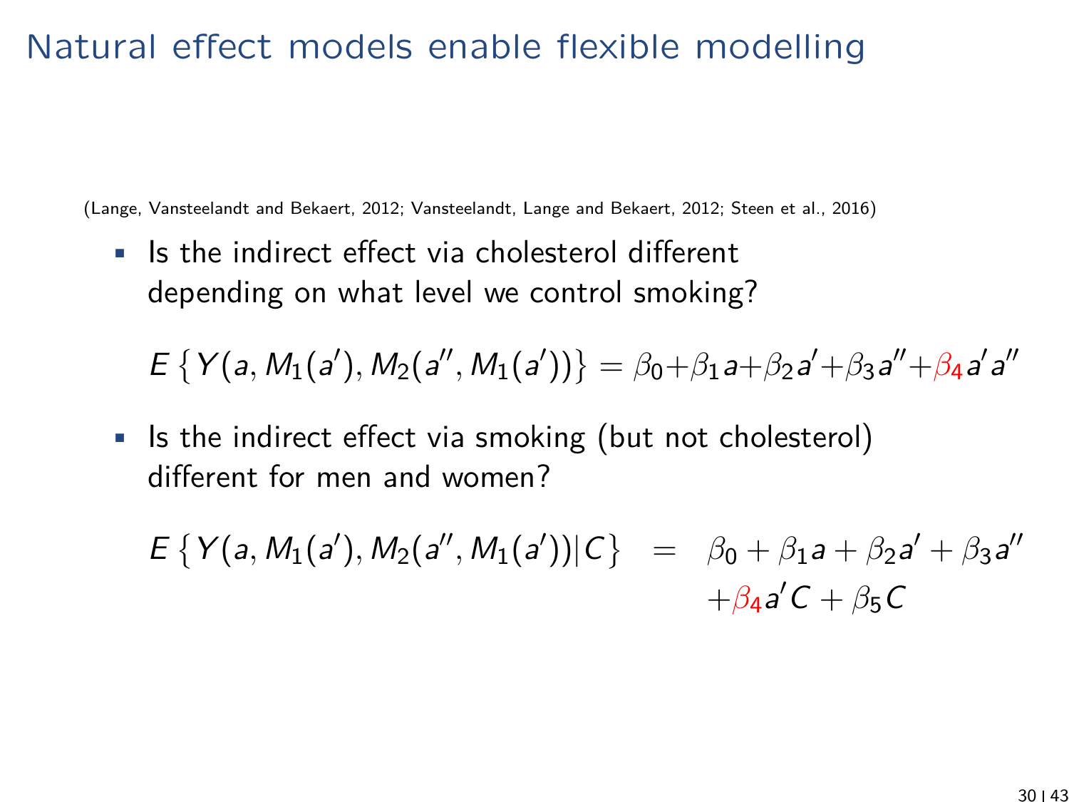# Natural effect models enable flexible modelling

(Lange, Vansteelandt and Bekaert, 2012; Vansteelandt, Lange and Bekaert, 2012; Steen et al., 2016)

- Is the indirect effect via cholesterol different depending on what level we control smoking?

$$E\left\{Y(a, M_1(a'), M_2(a'', M_1(a')))\right\} = \beta_0 + \beta_1 a + \beta_2 a' + \beta_3 a'' + \beta_4 a' a''$$

- Is the indirect effect via smoking (but not cholesterol) different for men and women?

$$\begin{aligned} E\left\{Y(a, M_1(a'), M_2(a'', M_1(a')))|C\right\} &= \beta_0 + \beta_1 a + \beta_2 a' + \beta_3 a'' \\ &\quad + \beta_4 a' C + \beta_5 C \end{aligned}$$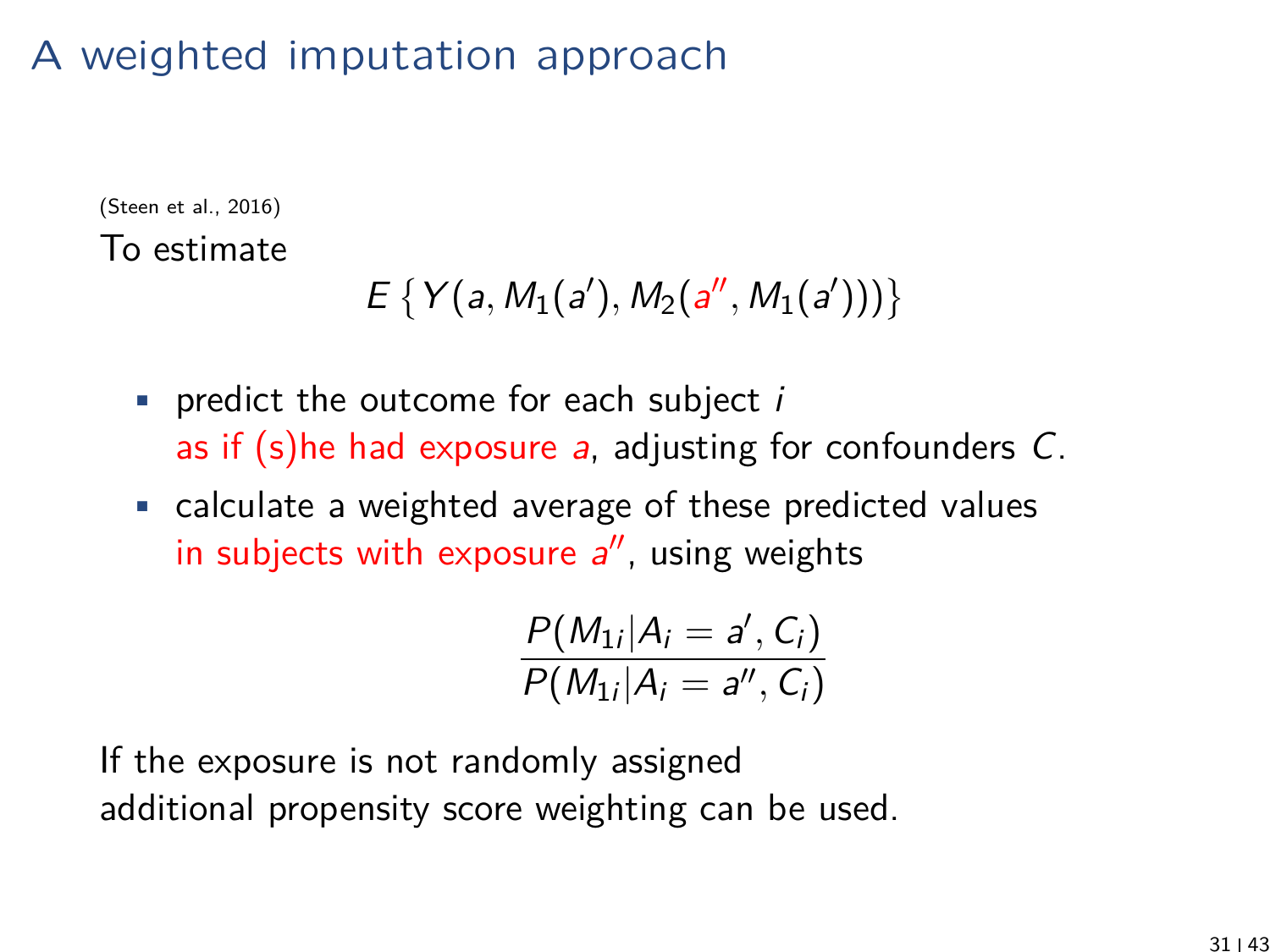# A weighted imputation approach

(Steen et al., 2016)

To estimate

$$E\left\{Y(a, M_1(a'), M_2(a'', M_1(a')))\right\}$$

- predict the outcome for each subject $i$ as if (s)he had exposure $a$, adjusting for confounders $C$.
- calculate a weighted average of these predicted values in subjects with exposure $a''$, using weights

$$\frac{P(M_{1i}|A_i = a', C_i)}{P(M_{1i}|A_i = a'', C_i)}$$

If the exposure is not randomly assigned additional propensity score weighting can be used.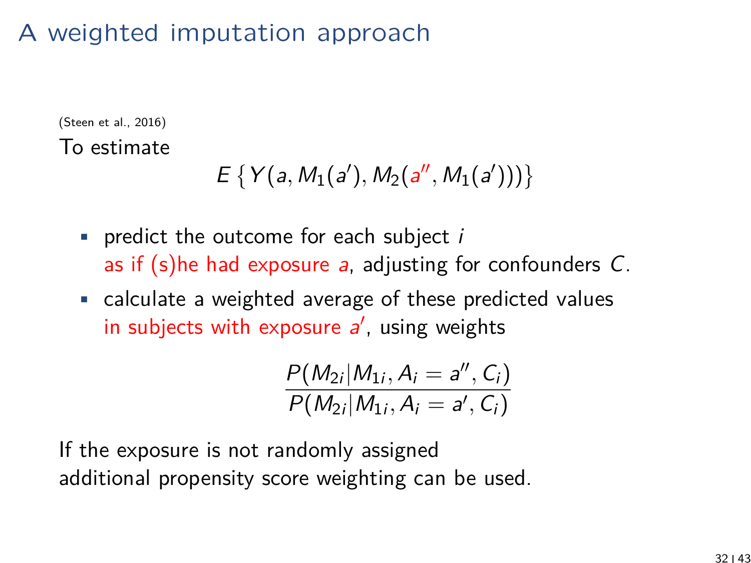# A weighted imputation approach

(Steen et al., 2016)

To estimate

$$E\left\{Y(a, M_1(a'), M_2(a'', M_1(a')))\right\}$$

- predict the outcome for each subject $i$ as if (s)he had exposure $a$, adjusting for confounders $C$.
- calculate a weighted average of these predicted values in subjects with exposure $a'$, using weights

$$\frac{P(M_{2i}|M_{1i}, A_i = a'', C_i)}{P(M_{2i}|M_{1i}, A_i = a', C_i)}$$

If the exposure is not randomly assigned additional propensity score weighting can be used.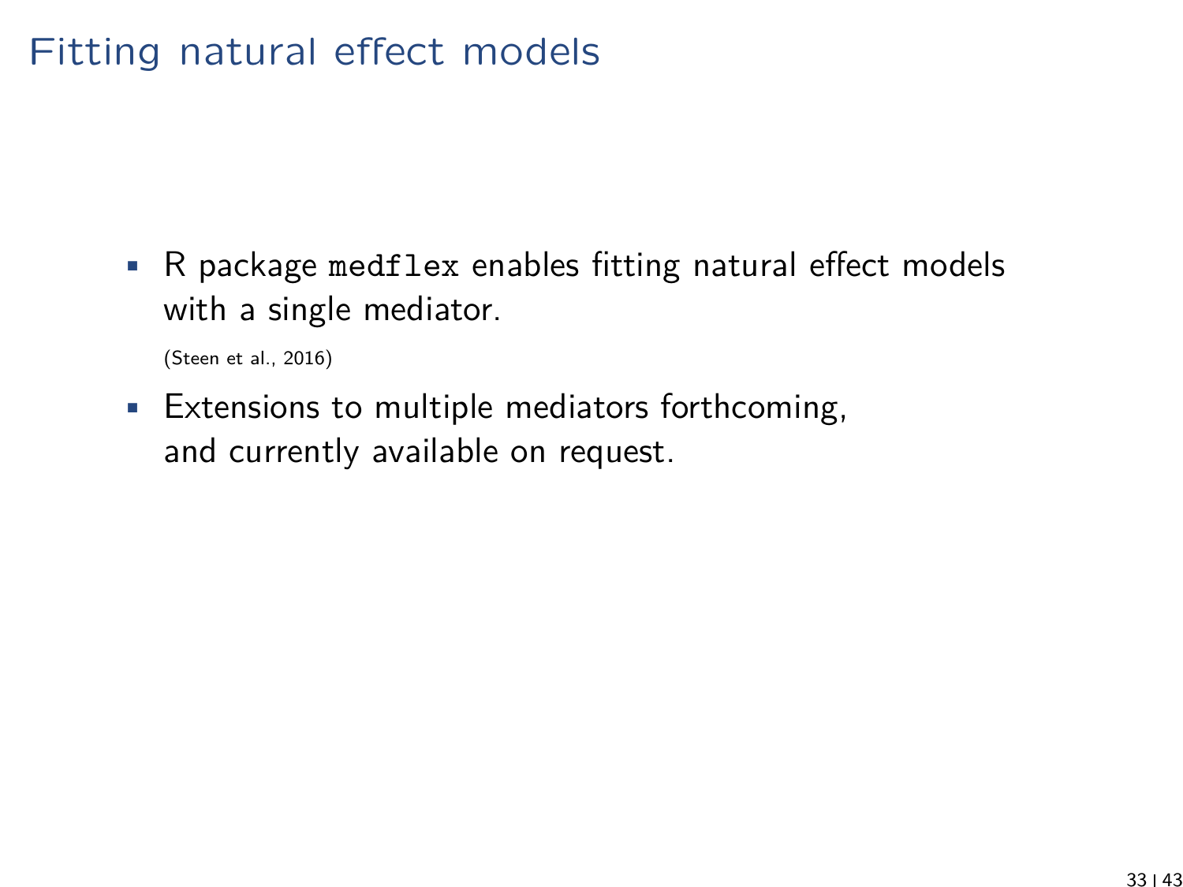# Fitting natural effect models

- R package `medflex` enables fitting natural effect models with a single mediator.

  (Steen et al., 2016)

- Extensions to multiple mediators forthcoming, and currently available on request.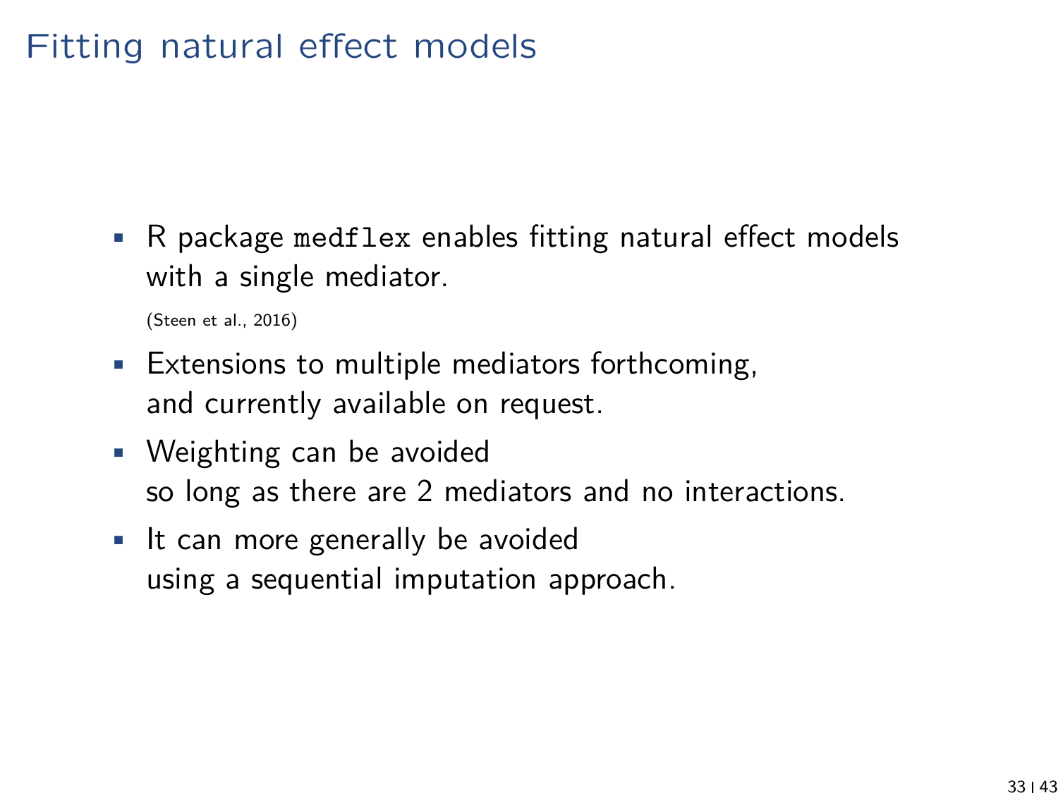# Fitting natural effect models

- R package `medflex` enables fitting natural effect models with a single mediator.

  (Steen et al., 2016)

- Extensions to multiple mediators forthcoming, and currently available on request.
- Weighting can be avoided so long as there are 2 mediators and no interactions.
- It can more generally be avoided using a sequential imputation approach.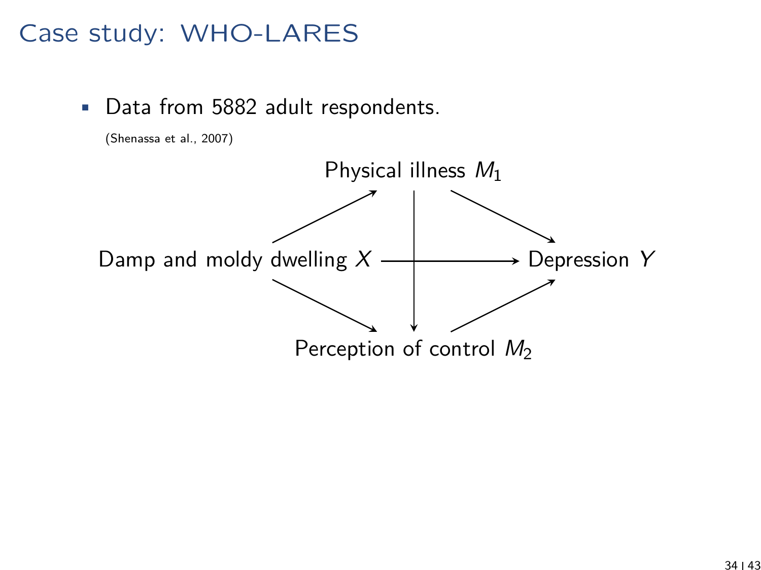# Case study: WHO-LARES

- Data from 5882 adult respondents.

(Shenassa et al., 2007)

Physical illness $M_1$

Damp and moldy dwelling $X$ → Depression $Y$

Perception of control $M_2$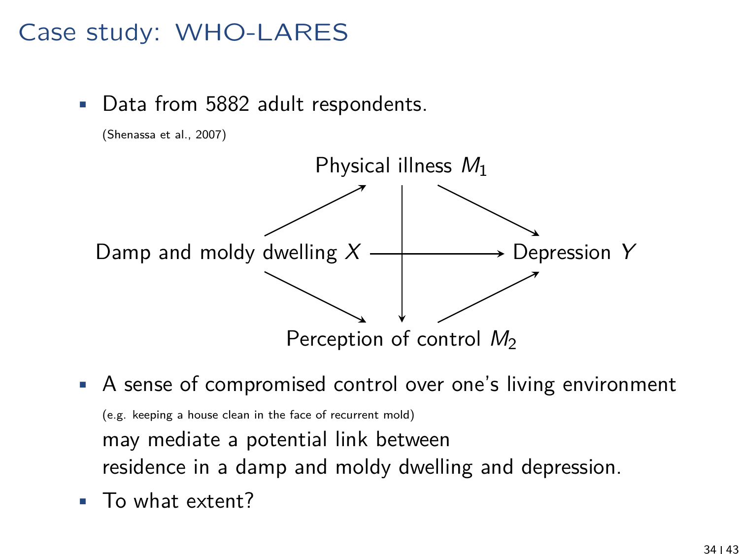# Case study: WHO-LARES

- Data from 5882 adult respondents.

  (Shenassa et al., 2007)

Physical illness $M_1$

Damp and moldy dwelling $X$ → Depression $Y$

Perception of control $M_2$

- A sense of compromised control over one's living environment

  (e.g. keeping a house clean in the face of recurrent mold)

  may mediate a potential link between
  residence in a damp and moldy dwelling and depression.
- To what extent?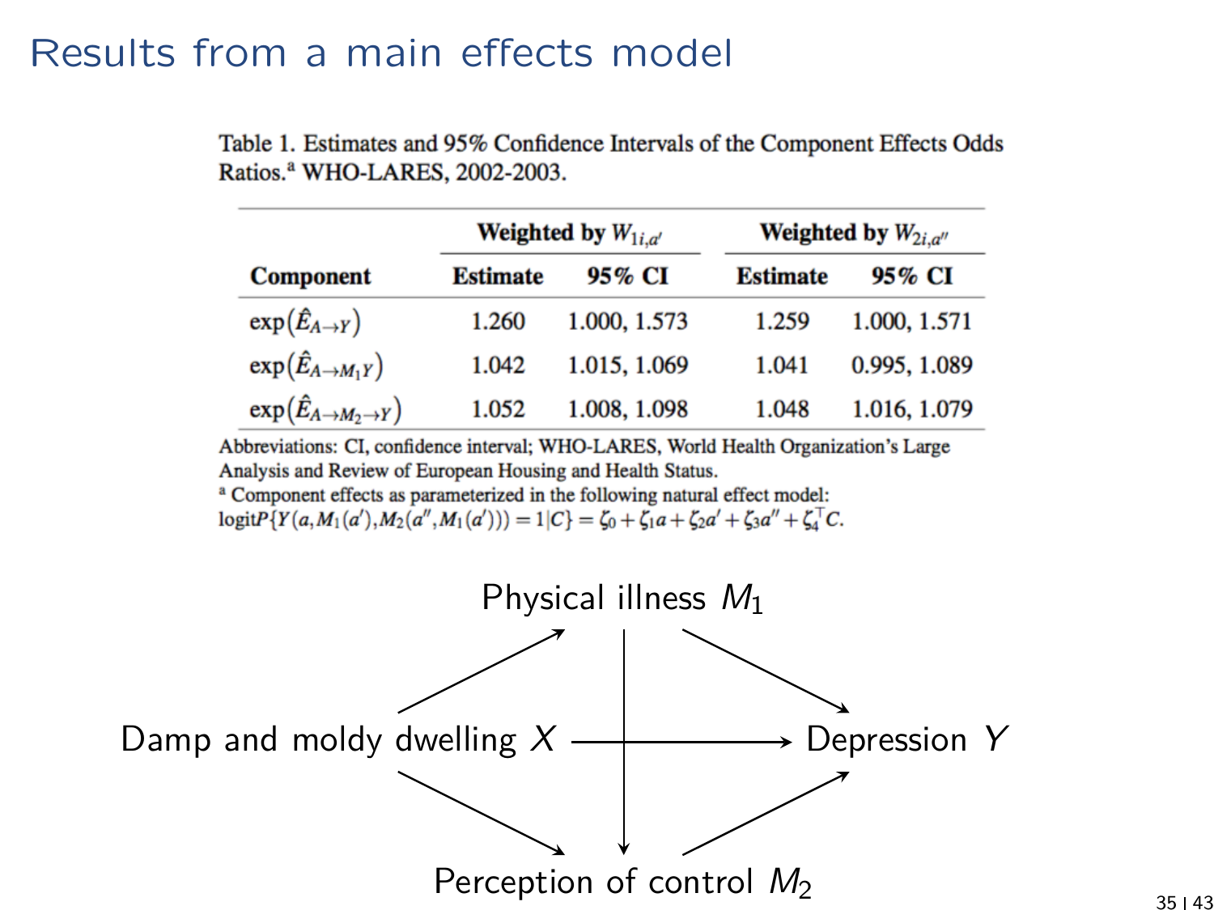# Results from a main effects model

Table 1. Estimates and 95% Confidence Intervals of the Component Effects Odds Ratios.[a] WHO-LARES, 2002-2003.

| Component | Weighted by $W_{1i,a'}$ | | Weighted by $W_{2i,a''}$ | |
|---|---|---|---|---|
| | **Estimate** | **95% CI** | **Estimate** | **95% CI** |
| $\exp(\hat{E}_{A\to Y})$ | 1.260 | 1.000, 1.573 | 1.259 | 1.000, 1.571 |
| $\exp(\hat{E}_{A\to M_1 Y})$ | 1.042 | 1.015, 1.069 | 1.041 | 0.995, 1.089 |
| $\exp(\hat{E}_{A\to M_2\to Y})$ | 1.052 | 1.008, 1.098 | 1.048 | 1.016, 1.079 |

Abbreviations: CI, confidence interval; WHO-LARES, World Health Organization's Large Analysis and Review of European Housing and Health Status.

[a] Component effects as parameterized in the following natural effect model: $\text{logit}P\{Y(a, M_1(a'), M_2(a'', M_1(a'))) = 1|C\} = \zeta_0 + \zeta_1 a + \zeta_2 a' + \zeta_3 a'' + \zeta_4^\top C$.

Physical illness $M_1$

Damp and moldy dwelling $X$ → Depression $Y$

Perception of control $M_2$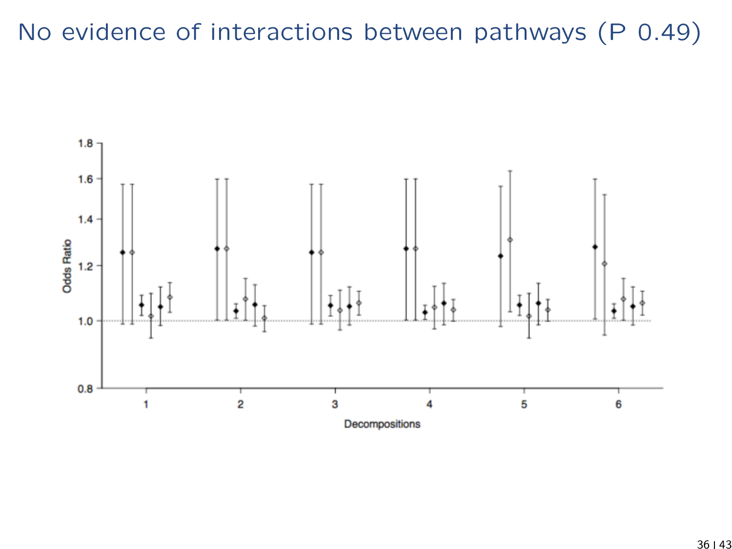# No evidence of interactions between pathways (P 0.49)

Odds Ratio

1.8
1.6
1.4
1.2
1.0
0.8

1 2 3 4 5 6

Decompositions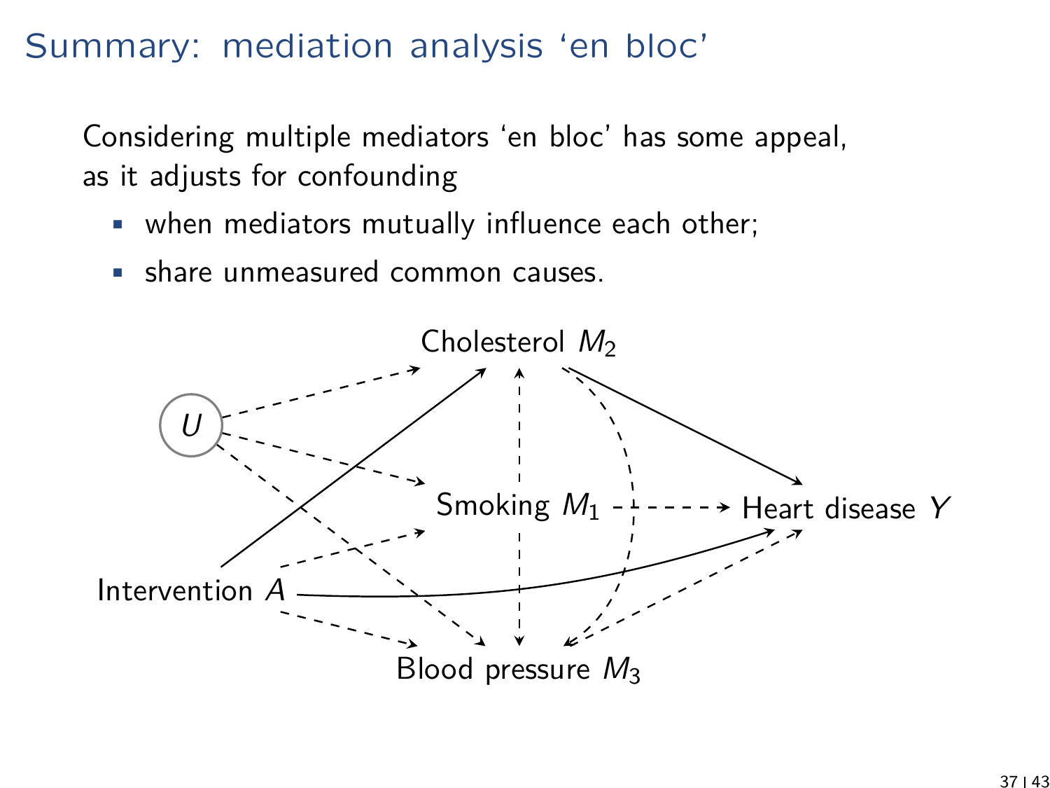# Summary: mediation analysis 'en bloc'

Considering multiple mediators 'en bloc' has some appeal, as it adjusts for confounding

- when mediators mutually influence each other;
- share unmeasured common causes.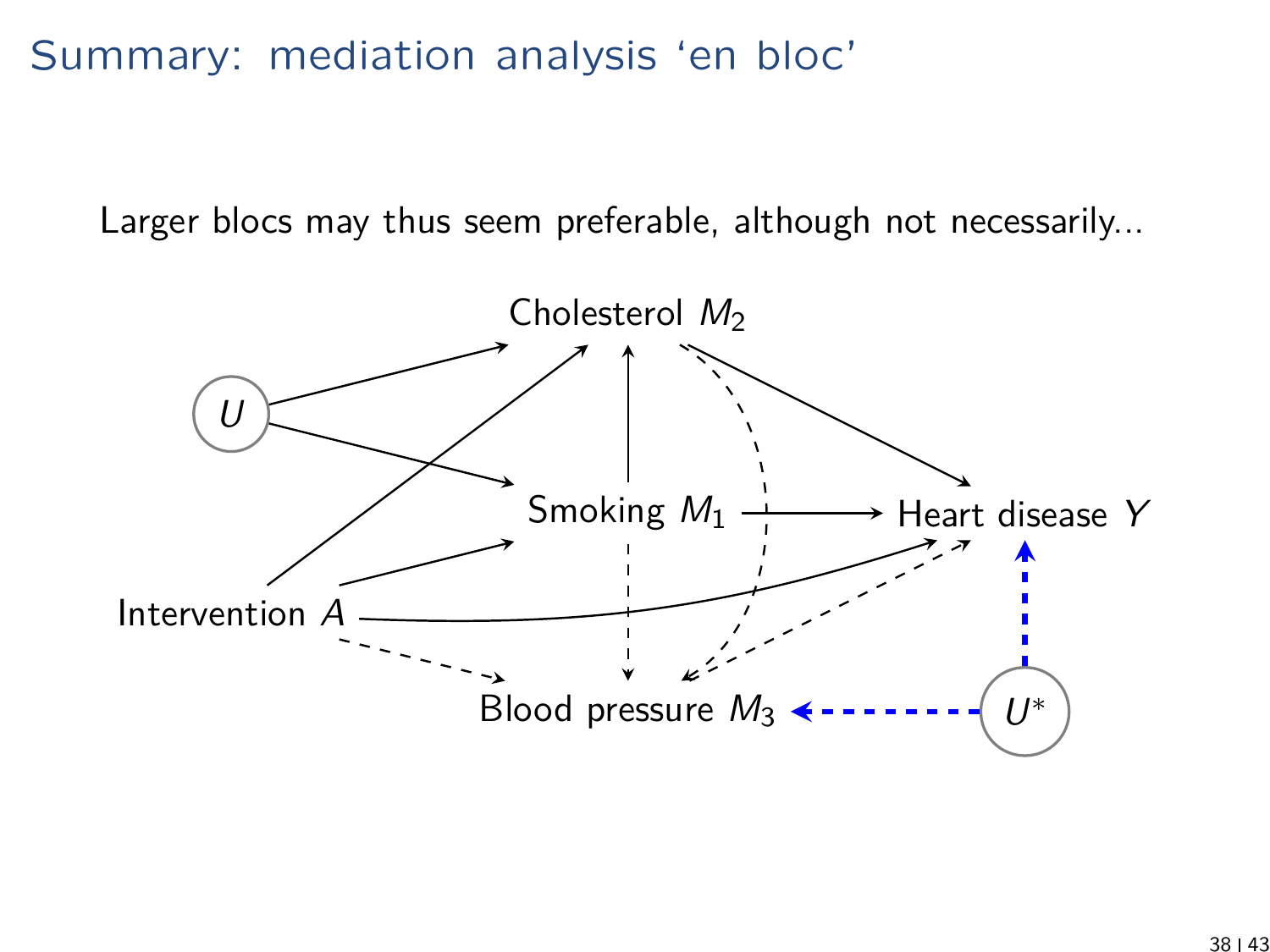# Summary: mediation analysis 'en bloc'

Larger blocs may thus seem preferable, although not necessarily...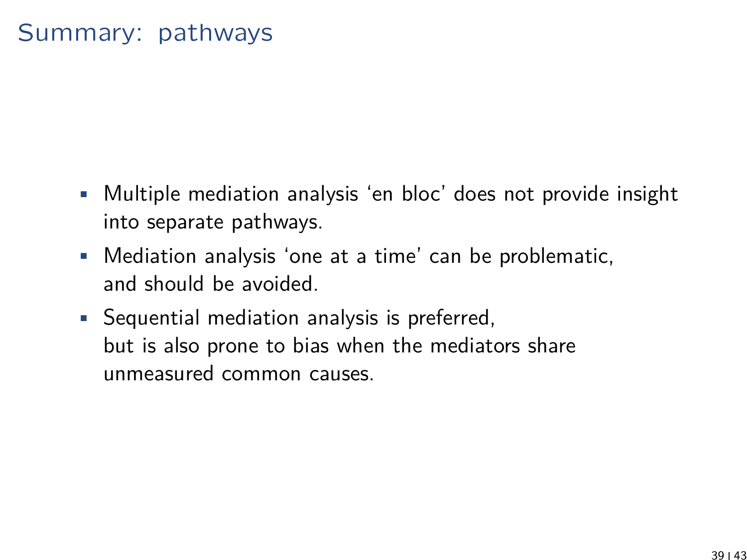# Summary: pathways

- Multiple mediation analysis 'en bloc' does not provide insight into separate pathways.
- Mediation analysis 'one at a time' can be problematic, and should be avoided.
- Sequential mediation analysis is preferred, but is also prone to bias when the mediators share unmeasured common causes.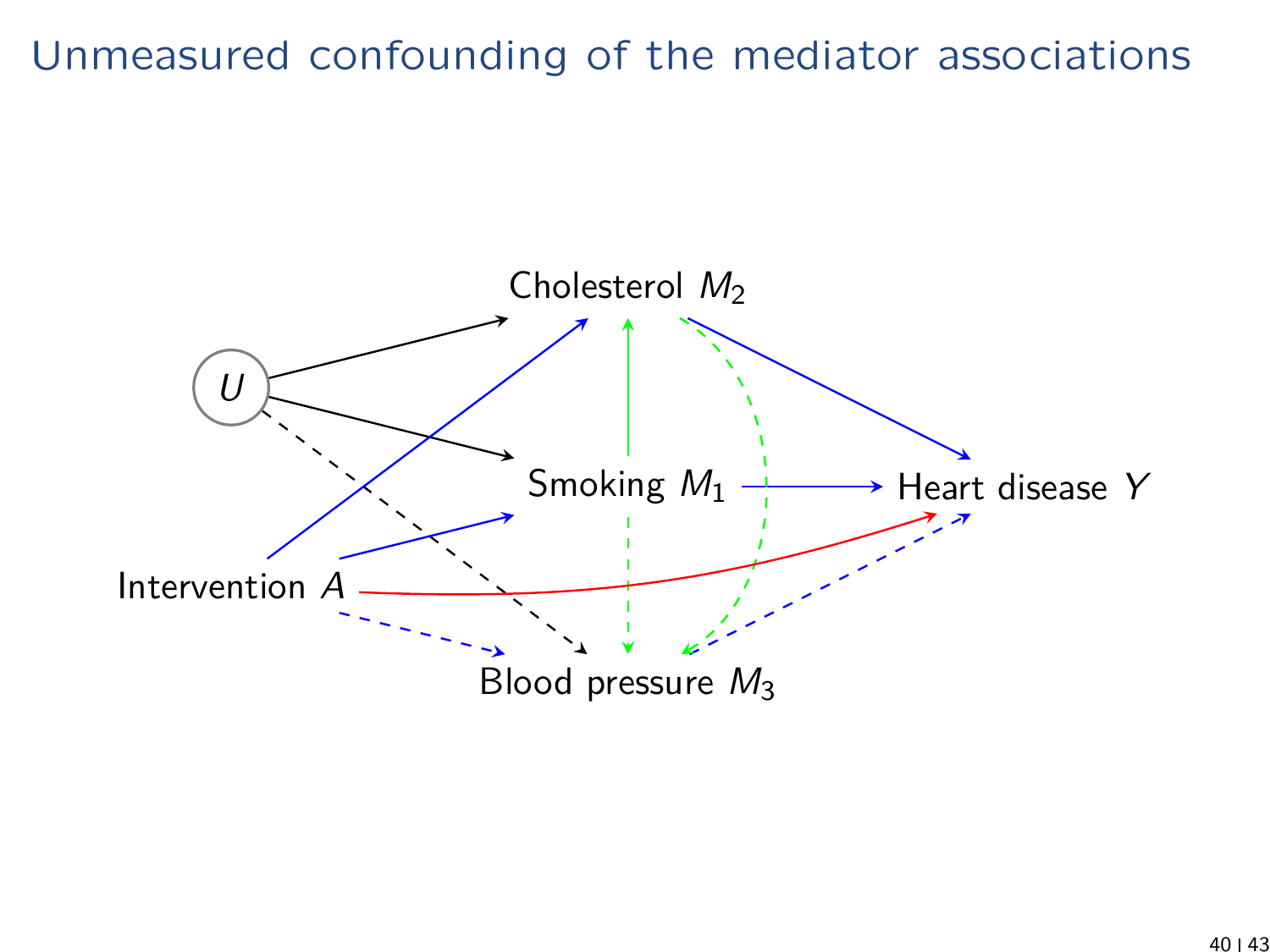# Unmeasured confounding of the mediator associations

$U$

Cholesterol $M_2$

Smoking $M_1$

Heart disease $Y$

Intervention $A$

Blood pressure $M_3$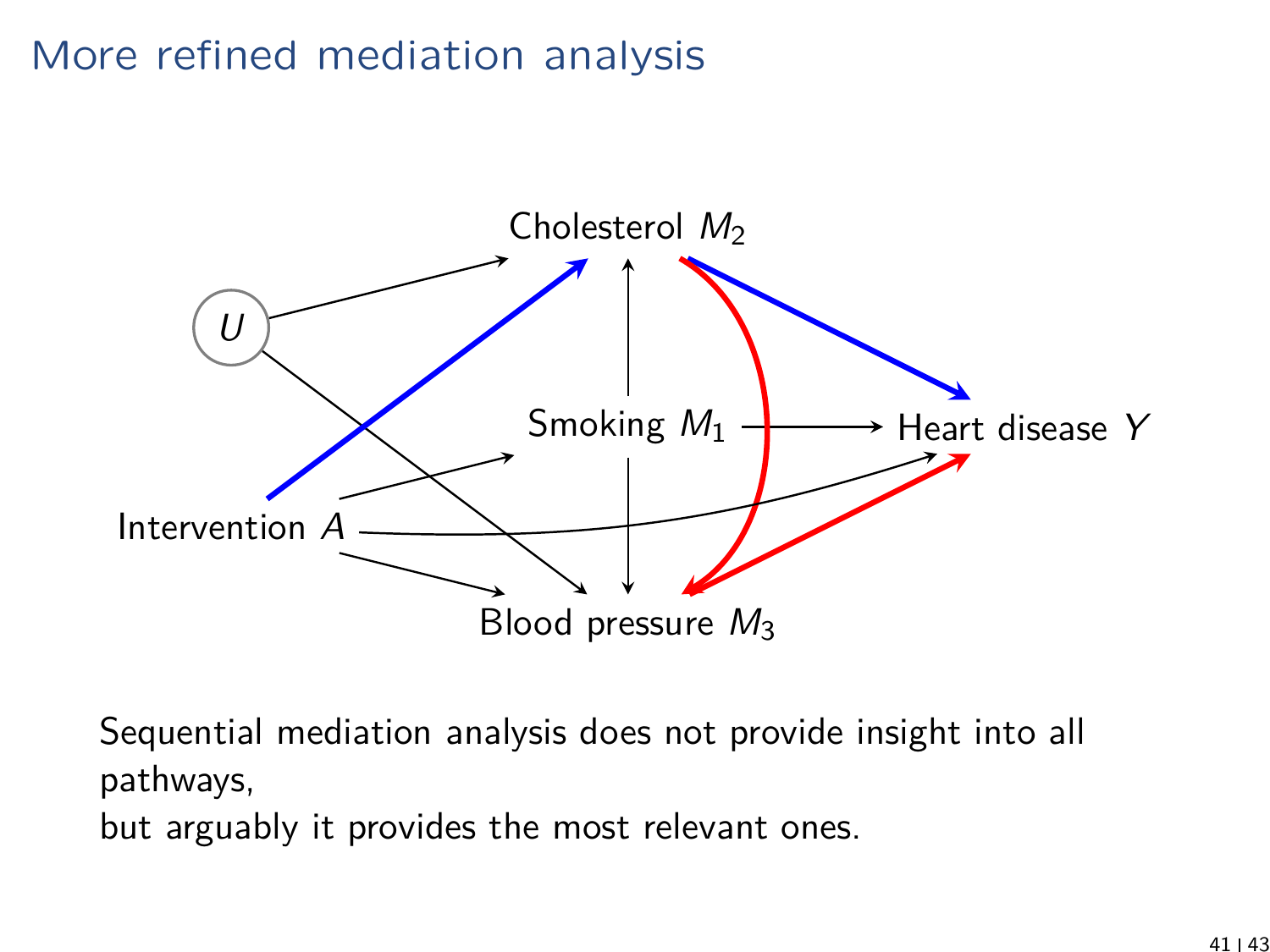# More refined mediation analysis

Sequential mediation analysis does not provide insight into all pathways,
but arguably it provides the most relevant ones.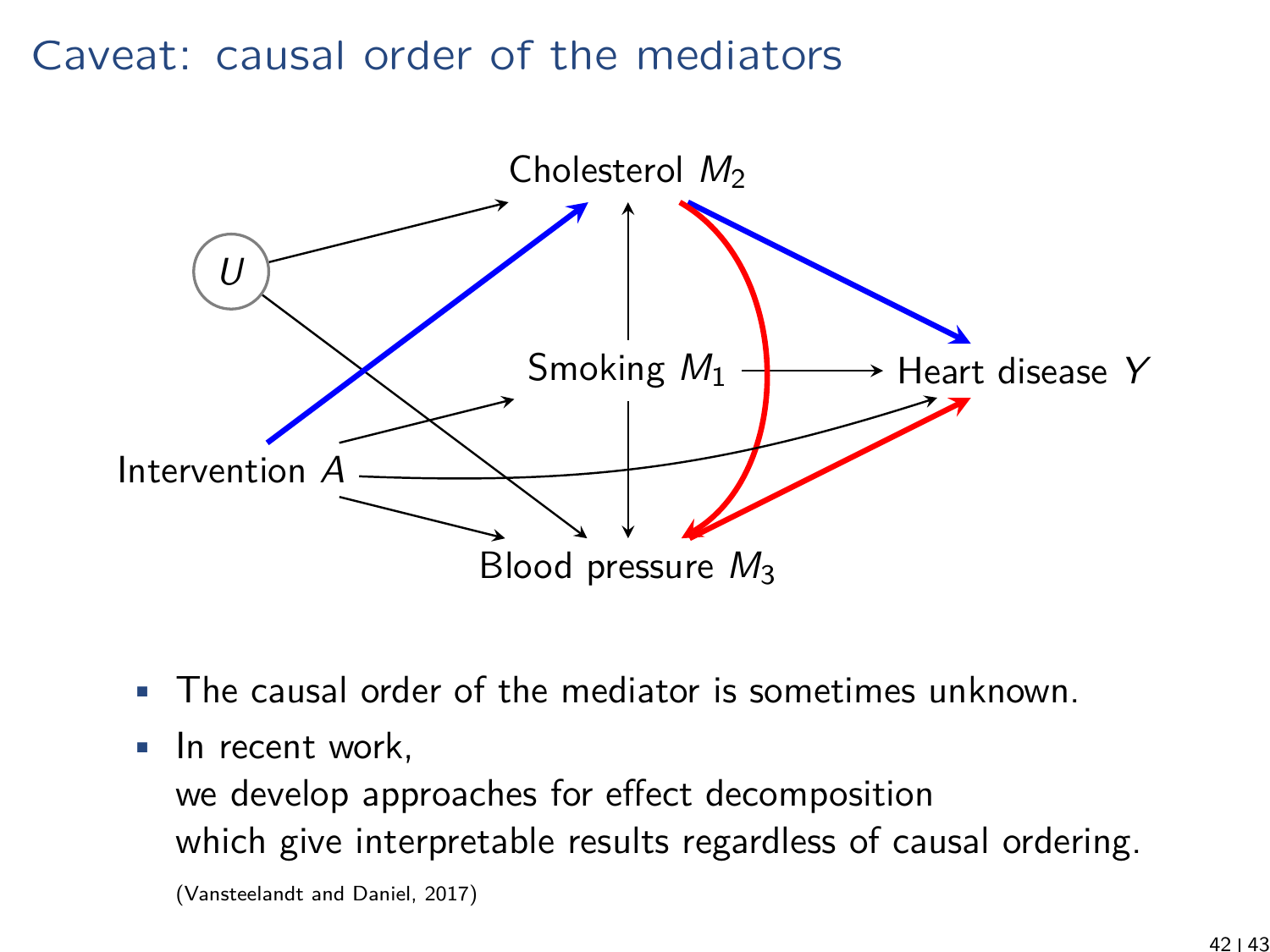# Caveat: causal order of the mediators

Cholesterol $M_2$

$U$

Smoking $M_1$

Heart disease $Y$

Intervention $A$

Blood pressure $M_3$

- The causal order of the mediator is sometimes unknown.
- In recent work,
  we develop approaches for effect decomposition
  which give interpretable results regardless of causal ordering.
  
  (Vansteelandt and Daniel, 2017)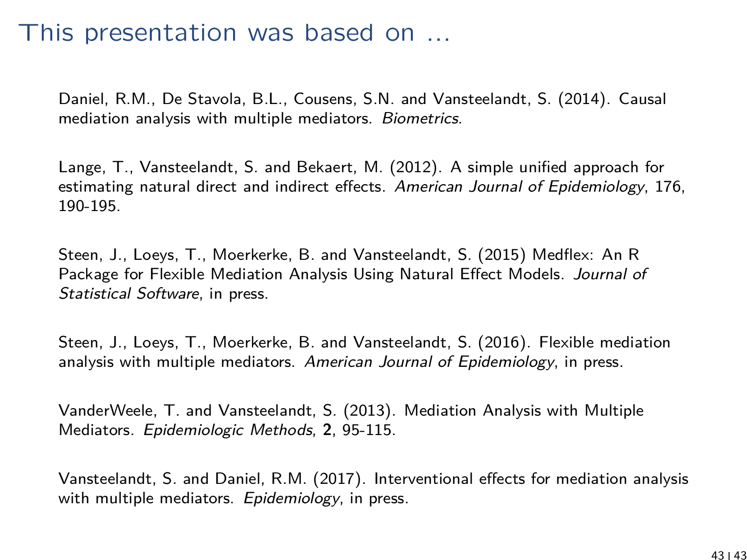# This presentation was based on ...

Daniel, R.M., De Stavola, B.L., Cousens, S.N. and Vansteelandt, S. (2014). Causal mediation analysis with multiple mediators. *Biometrics.*

Lange, T., Vansteelandt, S. and Bekaert, M. (2012). A simple unified approach for estimating natural direct and indirect effects. *American Journal of Epidemiology*, 176, 190-195.

Steen, J., Loeys, T., Moerkerke, B. and Vansteelandt, S. (2015) Medflex: An R Package for Flexible Mediation Analysis Using Natural Effect Models. *Journal of Statistical Software*, in press.

Steen, J., Loeys, T., Moerkerke, B. and Vansteelandt, S. (2016). Flexible mediation analysis with multiple mediators. *American Journal of Epidemiology*, in press.

VanderWeele, T. and Vansteelandt, S. (2013). Mediation Analysis with Multiple Mediators. *Epidemiologic Methods*, **2**, 95-115.

Vansteelandt, S. and Daniel, R.M. (2017). Interventional effects for mediation analysis with multiple mediators. *Epidemiology*, in press.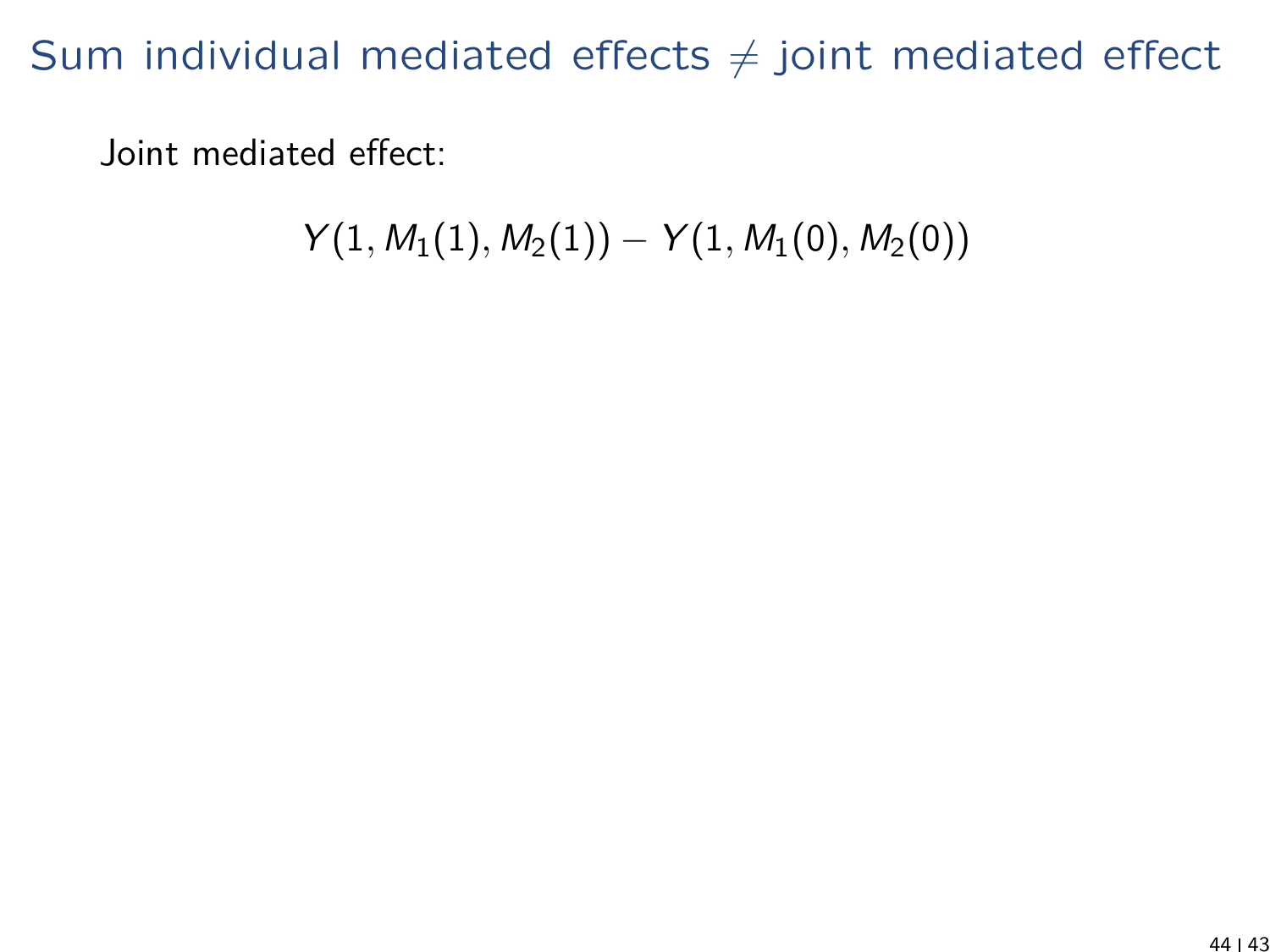# Sum individual mediated effects $\neq$ joint mediated effect

Joint mediated effect:

$$Y(1, M_1(1), M_2(1)) - Y(1, M_1(0), M_2(0))$$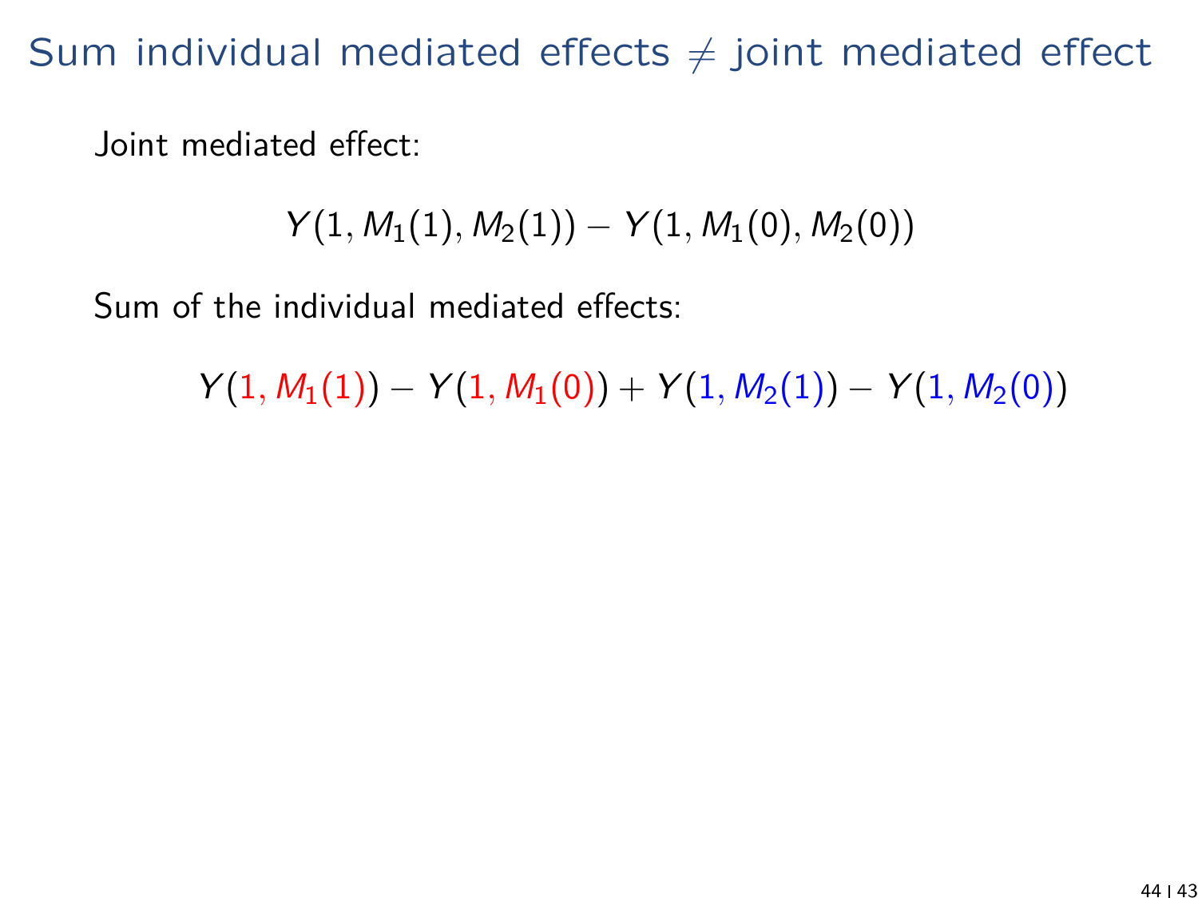# Sum individual mediated effects $\neq$ joint mediated effect

Joint mediated effect:

$$Y(1, M_1(1), M_2(1)) - Y(1, M_1(0), M_2(0))$$

Sum of the individual mediated effects:

$$Y(1, M_1(1)) - Y(1, M_1(0)) + Y(1, M_2(1)) - Y(1, M_2(0))$$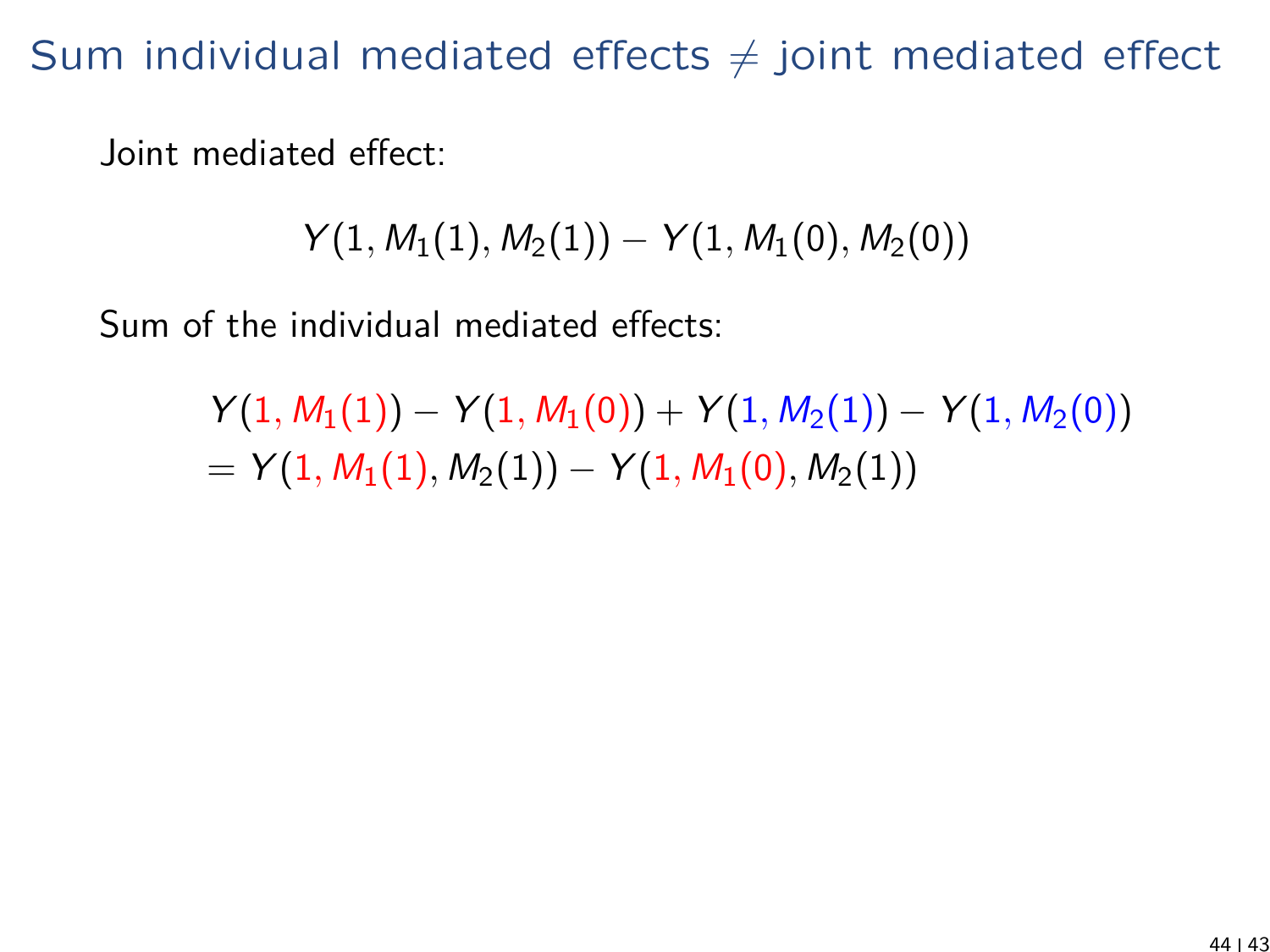# Sum individual mediated effects $\neq$ joint mediated effect

Joint mediated effect:

$$Y(1, M_1(1), M_2(1)) - Y(1, M_1(0), M_2(0))$$

Sum of the individual mediated effects:

$$\begin{aligned}
&Y(1, M_1(1)) - Y(1, M_1(0)) + Y(1, M_2(1)) - Y(1, M_2(0)) \\
&= Y(1, M_1(1), M_2(1)) - Y(1, M_1(0), M_2(1))
\end{aligned}$$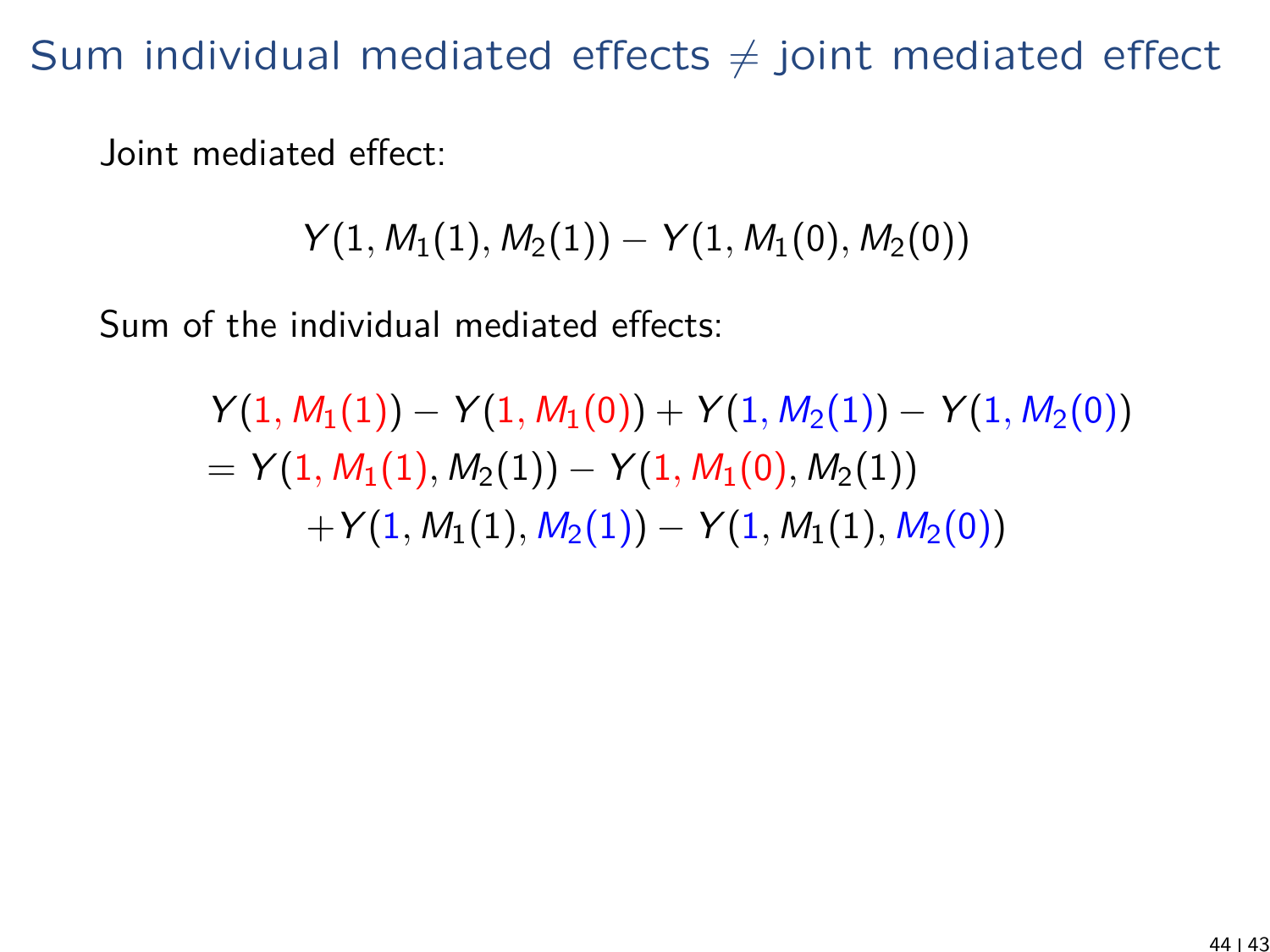# Sum individual mediated effects $\neq$ joint mediated effect

Joint mediated effect:

$$Y(1, M_1(1), M_2(1)) - Y(1, M_1(0), M_2(0))$$

Sum of the individual mediated effects:

$$\begin{aligned}
& Y(1, M_1(1)) - Y(1, M_1(0)) + Y(1, M_2(1)) - Y(1, M_2(0)) \\
&= Y(1, M_1(1), M_2(1)) - Y(1, M_1(0), M_2(1)) \\
&\qquad + Y(1, M_1(1), M_2(1)) - Y(1, M_1(1), M_2(0))
\end{aligned}$$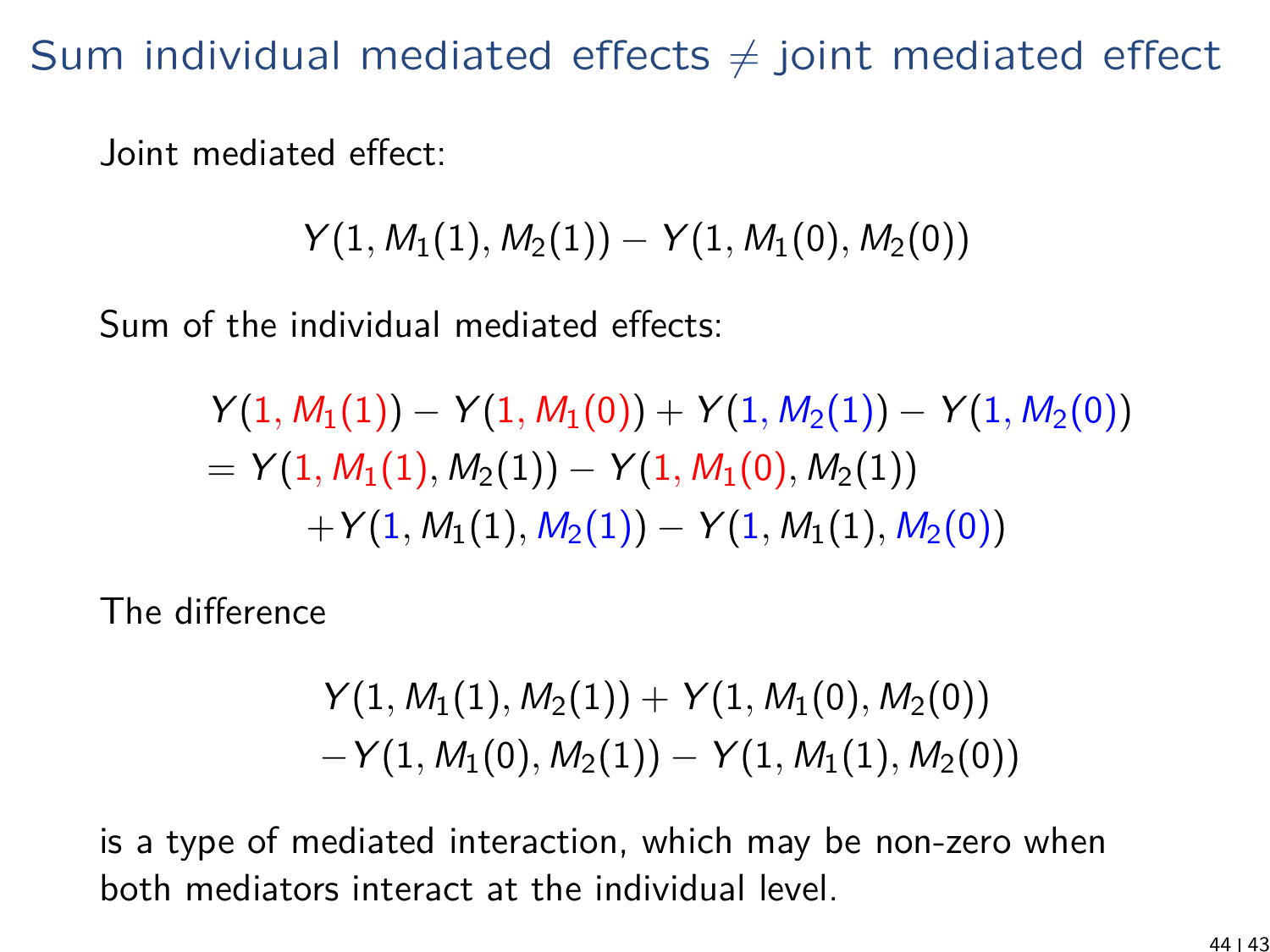# Sum individual mediated effects $\neq$ joint mediated effect

Joint mediated effect:

$$Y(1, M_1(1), M_2(1)) - Y(1, M_1(0), M_2(0))$$

Sum of the individual mediated effects:

$$\begin{aligned}
&Y(1, M_1(1)) - Y(1, M_1(0)) + Y(1, M_2(1)) - Y(1, M_2(0)) \\
&= Y(1, M_1(1), M_2(1)) - Y(1, M_1(0), M_2(1)) \\
&\quad + Y(1, M_1(1), M_2(1)) - Y(1, M_1(1), M_2(0))
\end{aligned}$$

The difference

$$\begin{aligned}
&Y(1, M_1(1), M_2(1)) + Y(1, M_1(0), M_2(0)) \\
&- Y(1, M_1(0), M_2(1)) - Y(1, M_1(1), M_2(0))
\end{aligned}$$

is a type of mediated interaction, which may be non-zero when both mediators interact at the individual level.